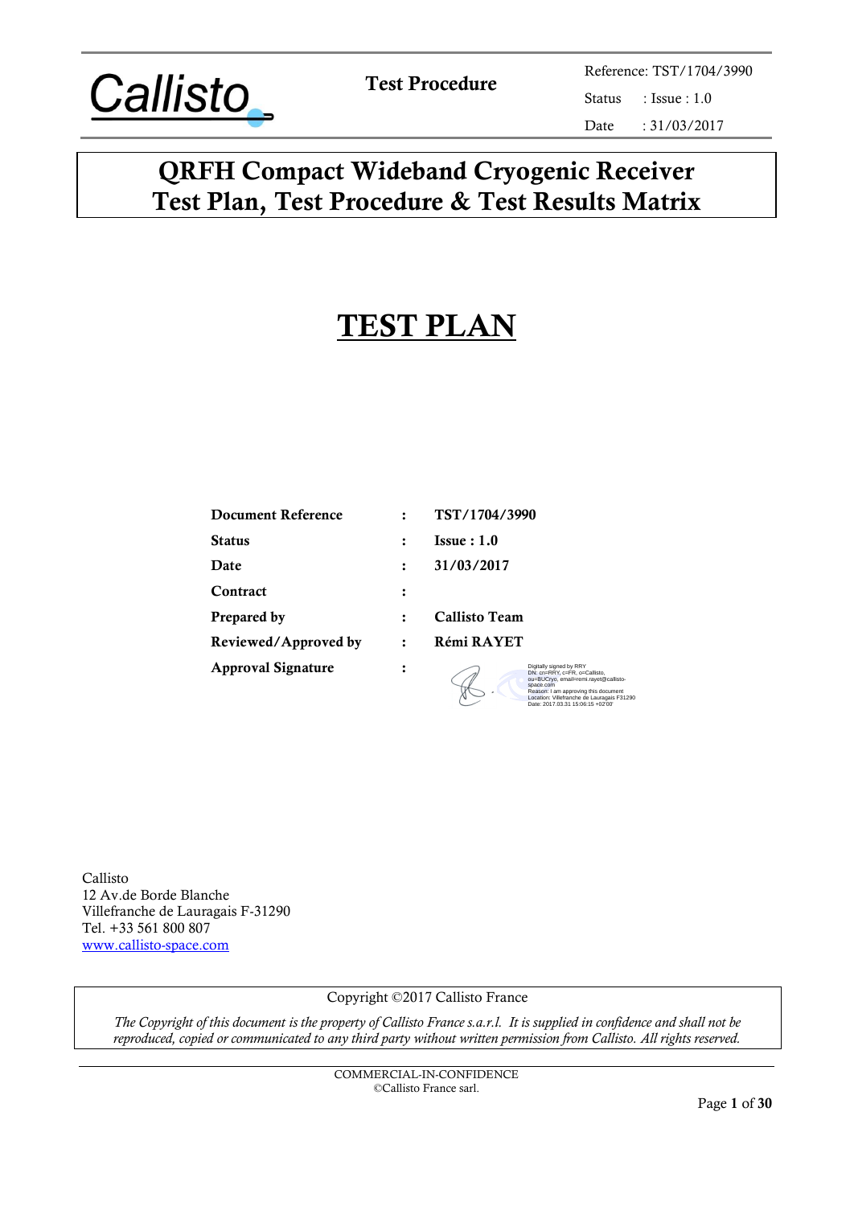# QRFH Compact Wideband Cryogenic Receiver
# Test Plan, Test Procedure & Test Results Matrix

# TEST PLAN

| | | |
|---|---|---|
| **Document Reference** | : | **TST/1704/3990** |
| **Status** | : | **Issue : 1.0** |
| **Date** | : | **31/03/2017** |
| **Contract** | : | |
| **Prepared by** | : | **Callisto Team** |
| **Reviewed/Approved by** | : | **Rémi RAYET** |
| **Approval Signature** | : | Digitally signed by RRY<br>DN: cn=RRY, c=FR, o=Callisto, ou=BUCryo, email=remi.rayet@callisto-space.com<br>Reason: I am approving this document<br>Location: Villefranche de Lauragais F31290<br>Date: 2017.03.31 15:06:15 +02'00' |

Callisto
12 Av.de Borde Blanche
Villefranche de Lauragais F-31290
Tel. +33 561 800 807
[www.callisto-space.com](http://www.callisto-space.com)

Copyright ©2017 Callisto France

*The Copyright of this document is the property of Callisto France s.a.r.l. It is supplied in confidence and shall not be reproduced, copied or communicated to any third party without written permission from Callisto. All rights reserved.*

COMMERCIAL-IN-CONFIDENCE
©Callisto France sarl.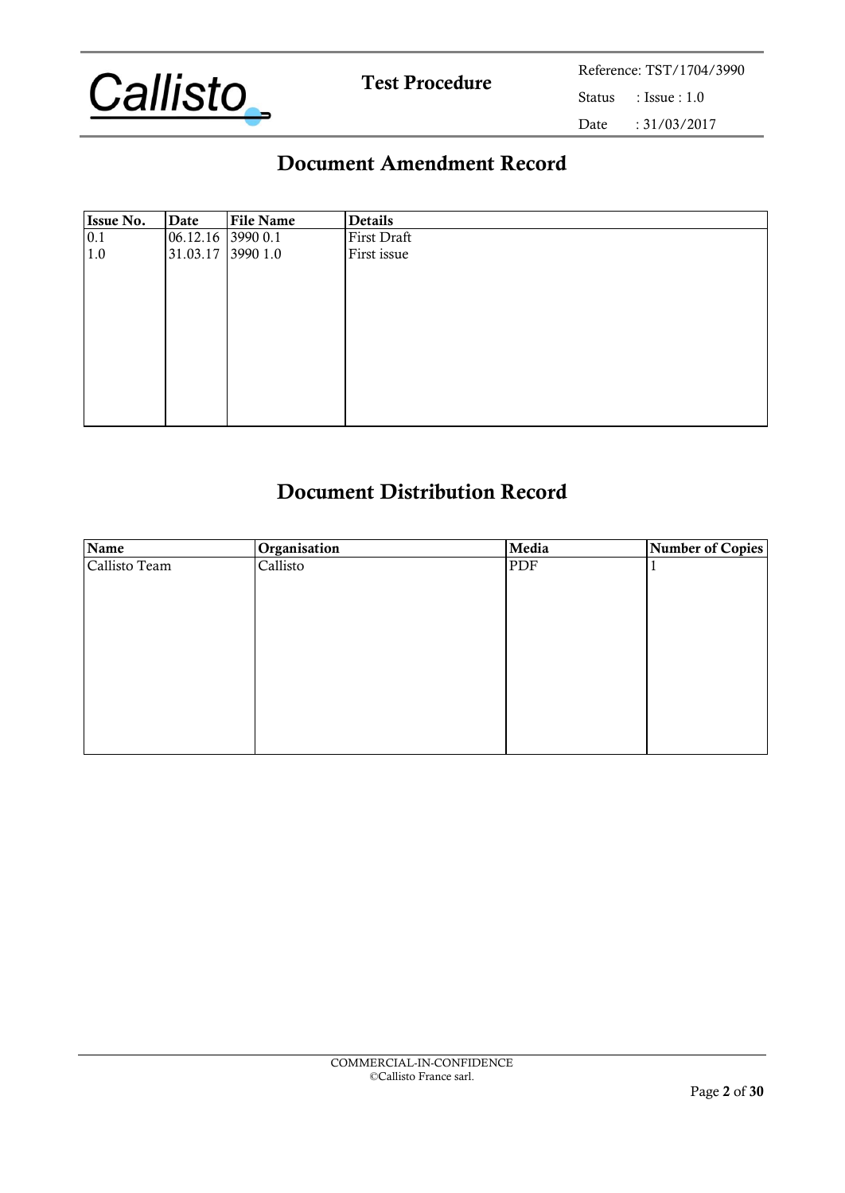# Document Amendment Record

| Issue No. | Date | File Name | Details |
|---|---|---|---|
| 0.1 | 06.12.16 | 3990 0.1 | First Draft |
| 1.0 | 31.03.17 | 3990 1.0 | First issue |

# Document Distribution Record

| Name | Organisation | Media | Number of Copies |
|---|---|---|---|
| Callisto Team | Callisto | PDF | 1 |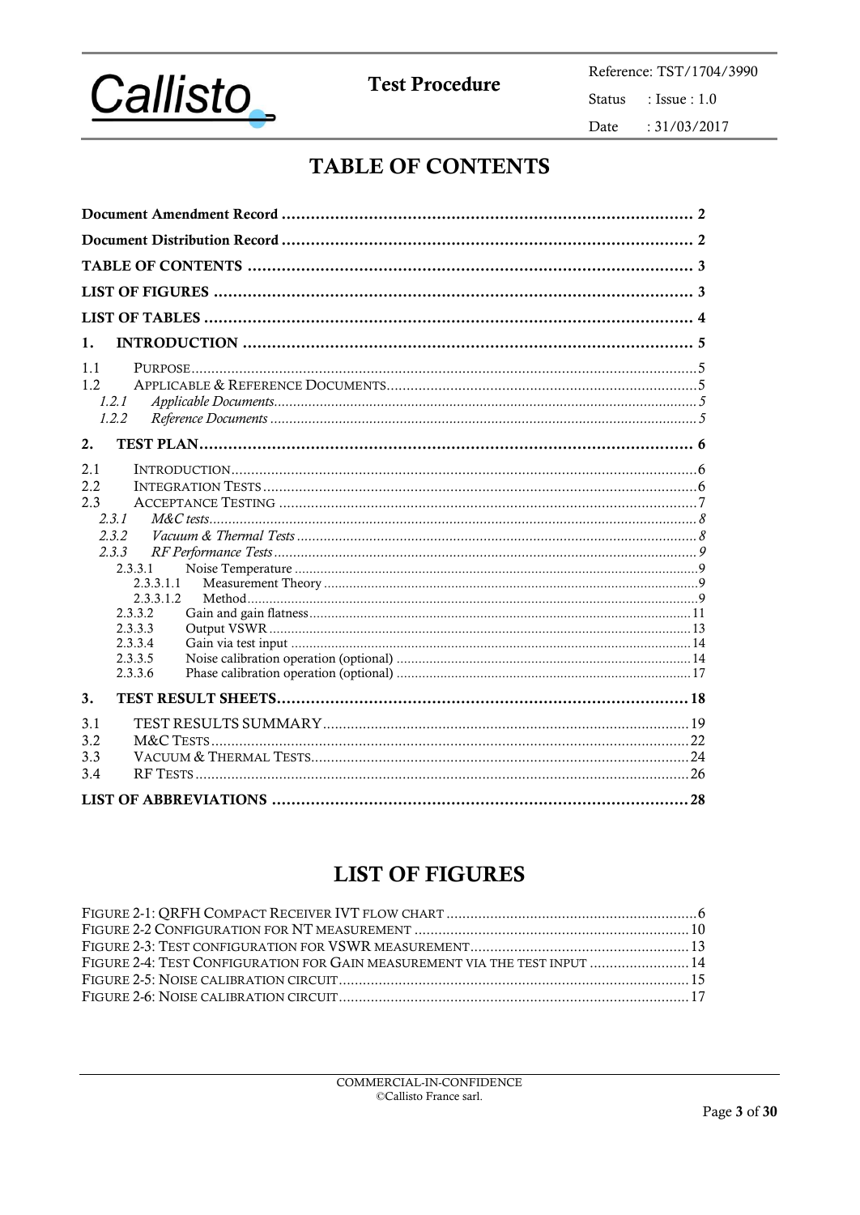# TABLE OF CONTENTS

**Document Amendment Record** .................................................................................. **2**

**Document Distribution Record** .................................................................................. **2**

**TABLE OF CONTENTS** .................................................................................. **3**

**LIST OF FIGURES** .................................................................................. **3**

**LIST OF TABLES** .................................................................................. **4**

**1. INTRODUCTION** .................................................................................. **5**

1.1 PURPOSE .................................................................................. 5
1.2 APPLICABLE & REFERENCE DOCUMENTS .................................................................................. 5
*1.2.1 Applicable Documents* .................................................................................. *5*
*1.2.2 Reference Documents* .................................................................................. *5*

**2. TEST PLAN** .................................................................................. **6**

2.1 INTRODUCTION .................................................................................. 6
2.2 INTEGRATION TESTS .................................................................................. 6
2.3 ACCEPTANCE TESTING .................................................................................. 7
*2.3.1 M&C tests* .................................................................................. *8*
*2.3.2 Vacuum & Thermal Tests* .................................................................................. *8*
*2.3.3 RF Performance Tests* .................................................................................. *9*
2.3.3.1 Noise Temperature .................................................................................. 9
2.3.3.1.1 Measurement Theory .................................................................................. 9
2.3.3.1.2 Method .................................................................................. 9
2.3.3.2 Gain and gain flatness .................................................................................. 11
2.3.3.3 Output VSWR .................................................................................. 13
2.3.3.4 Gain via test input .................................................................................. 14
2.3.3.5 Noise calibration operation (optional) .................................................................................. 14
2.3.3.6 Phase calibration operation (optional) .................................................................................. 17

**3. TEST RESULT SHEETS** .................................................................................. **18**

3.1 TEST RESULTS SUMMARY .................................................................................. 19
3.2 M&C TESTS .................................................................................. 22
3.3 VACUUM & THERMAL TESTS .................................................................................. 24
3.4 RF TESTS .................................................................................. 26

**LIST OF ABBREVIATIONS** .................................................................................. **28**

# LIST OF FIGURES

FIGURE 2-1: QRFH COMPACT RECEIVER IVT FLOW CHART .................................................................................. 6
FIGURE 2-2 CONFIGURATION FOR NT MEASUREMENT .................................................................................. 10
FIGURE 2-3: TEST CONFIGURATION FOR VSWR MEASUREMENT .................................................................................. 13
FIGURE 2-4: TEST CONFIGURATION FOR GAIN MEASUREMENT VIA THE TEST INPUT .................................................................................. 14
FIGURE 2-5: NOISE CALIBRATION CIRCUIT .................................................................................. 15
FIGURE 2-6: NOISE CALIBRATION CIRCUIT .................................................................................. 17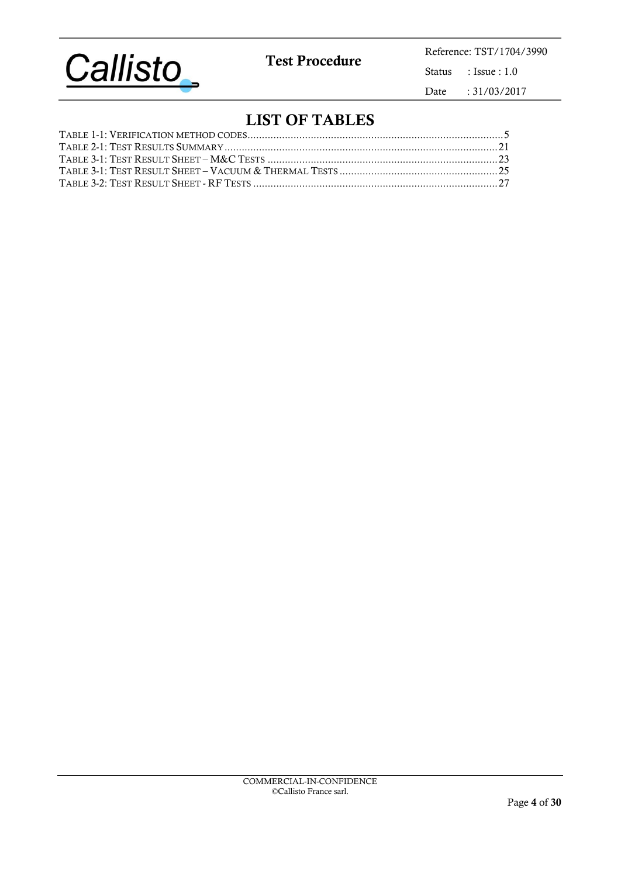# LIST OF TABLES

TABLE 1-1: VERIFICATION METHOD CODES........................................................................................5
TABLE 2-1: TEST RESULTS SUMMARY..............................................................................................21
TABLE 3-1: TEST RESULT SHEET – M&C TESTS ...............................................................................23
TABLE 3-1: TEST RESULT SHEET – VACUUM & THERMAL TESTS ......................................................25
TABLE 3-2: TEST RESULT SHEET - RF TESTS ....................................................................................27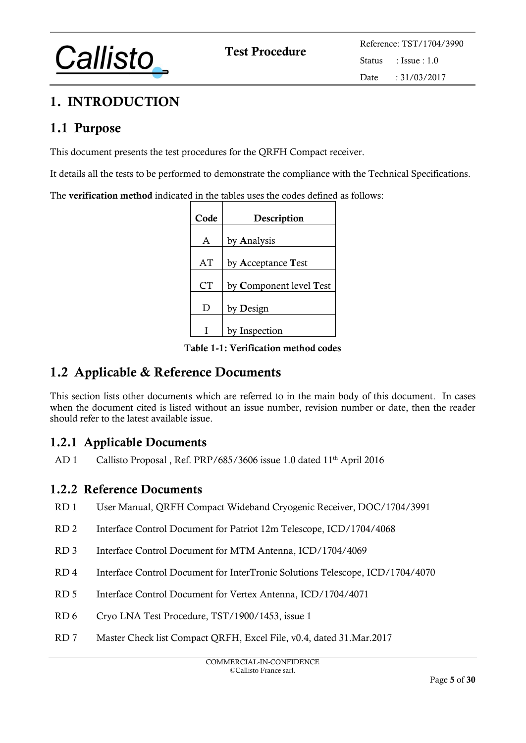# 1. INTRODUCTION

## 1.1 Purpose

This document presents the test procedures for the QRFH Compact receiver.

It details all the tests to be performed to demonstrate the compliance with the Technical Specifications.

The **verification method** indicated in the tables uses the codes defined as follows:

| Code | Description |
|---|---|
| A | by **A**nalysis |
| AT | by **A**cceptance **T**est |
| CT | by **C**omponent level **T**est |
| D | by **D**esign |
| I | by **I**nspection |

**Table 1-1: Verification method codes**

## 1.2 Applicable & Reference Documents

This section lists other documents which are referred to in the main body of this document. In cases when the document cited is listed without an issue number, revision number or date, then the reader should refer to the latest available issue.

### 1.2.1 Applicable Documents

AD 1 Callisto Proposal , Ref. PRP/685/3606 issue 1.0 dated 11th April 2016

### 1.2.2 Reference Documents

RD 1 User Manual, QRFH Compact Wideband Cryogenic Receiver, DOC/1704/3991

RD 2 Interface Control Document for Patriot 12m Telescope, ICD/1704/4068

RD 3 Interface Control Document for MTM Antenna, ICD/1704/4069

RD 4 Interface Control Document for InterTronic Solutions Telescope, ICD/1704/4070

RD 5 Interface Control Document for Vertex Antenna, ICD/1704/4071

RD 6 Cryo LNA Test Procedure, TST/1900/1453, issue 1

RD 7 Master Check list Compact QRFH, Excel File, v0.4, dated 31.Mar.2017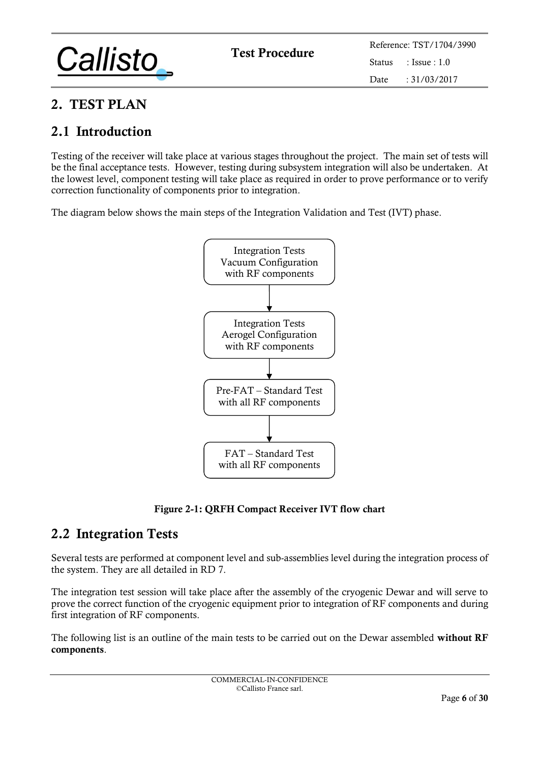# 2. TEST PLAN

## 2.1 Introduction

Testing of the receiver will take place at various stages throughout the project. The main set of tests will be the final acceptance tests. However, testing during subsystem integration will also be undertaken. At the lowest level, component testing will take place as required in order to prove performance or to verify correction functionality of components prior to integration.

The diagram below shows the main steps of the Integration Validation and Test (IVT) phase.

Integration Tests Vacuum Configuration with RF components

↓

Integration Tests Aerogel Configuration with RF components

↓

Pre-FAT – Standard Test with all RF components

↓

FAT – Standard Test with all RF components

**Figure 2-1: QRFH Compact Receiver IVT flow chart**

## 2.2 Integration Tests

Several tests are performed at component level and sub-assemblies level during the integration process of the system. They are all detailed in RD 7.

The integration test session will take place after the assembly of the cryogenic Dewar and will serve to prove the correct function of the cryogenic equipment prior to integration of RF components and during first integration of RF components.

The following list is an outline of the main tests to be carried out on the Dewar assembled **without RF components**.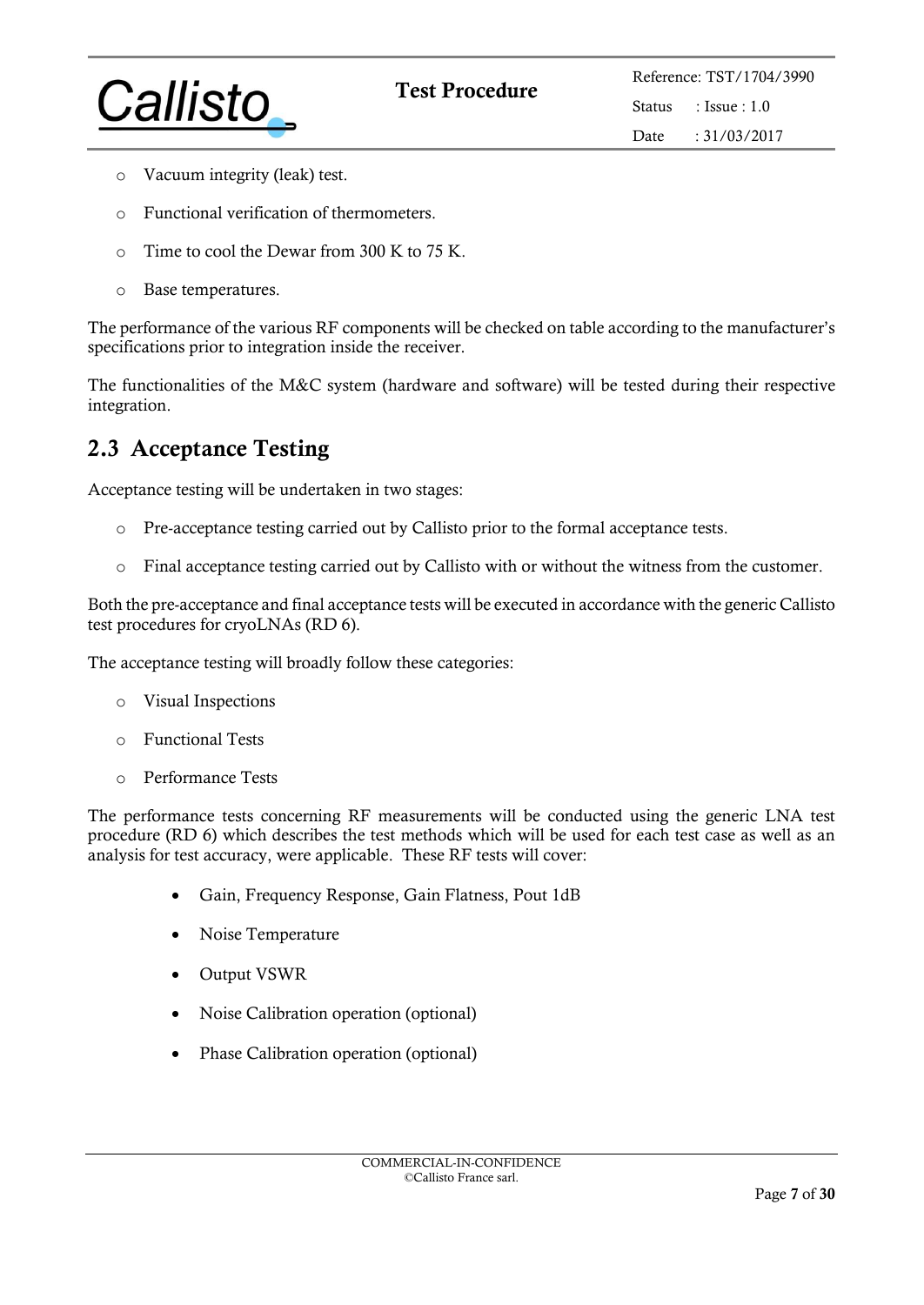- Vacuum integrity (leak) test.
- Functional verification of thermometers.
- Time to cool the Dewar from 300 K to 75 K.
- Base temperatures.

The performance of the various RF components will be checked on table according to the manufacturer's specifications prior to integration inside the receiver.

The functionalities of the M&C system (hardware and software) will be tested during their respective integration.

## 2.3 Acceptance Testing

Acceptance testing will be undertaken in two stages:

- Pre-acceptance testing carried out by Callisto prior to the formal acceptance tests.
- Final acceptance testing carried out by Callisto with or without the witness from the customer.

Both the pre-acceptance and final acceptance tests will be executed in accordance with the generic Callisto test procedures for cryoLNAs (RD 6).

The acceptance testing will broadly follow these categories:

- Visual Inspections
- Functional Tests
- Performance Tests

The performance tests concerning RF measurements will be conducted using the generic LNA test procedure (RD 6) which describes the test methods which will be used for each test case as well as an analysis for test accuracy, were applicable. These RF tests will cover:

- Gain, Frequency Response, Gain Flatness, Pout 1dB
- Noise Temperature
- Output VSWR
- Noise Calibration operation (optional)
- Phase Calibration operation (optional)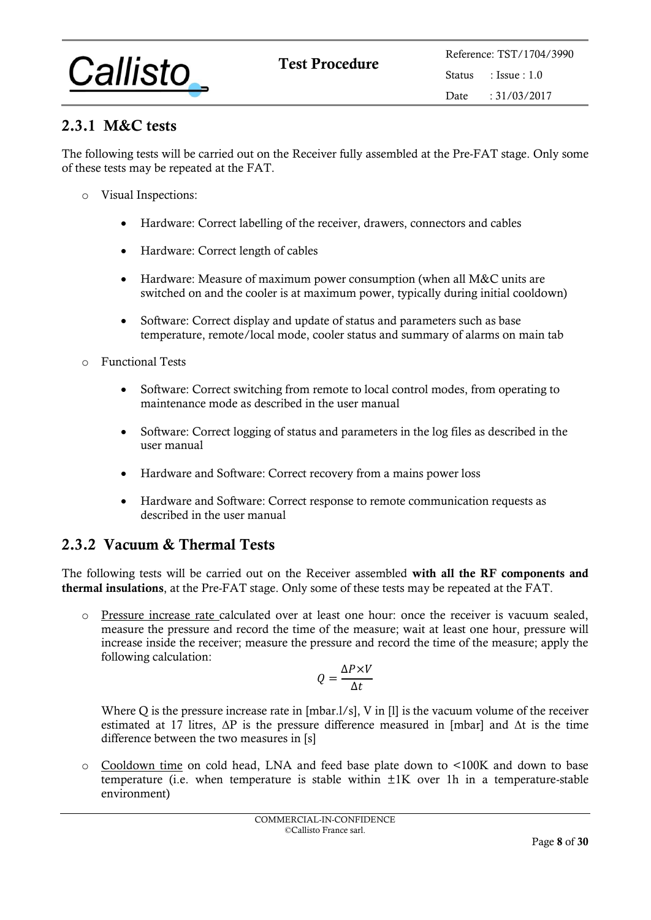### 2.3.1 M&C tests

The following tests will be carried out on the Receiver fully assembled at the Pre-FAT stage. Only some of these tests may be repeated at the FAT.

- Visual Inspections:
  - Hardware: Correct labelling of the receiver, drawers, connectors and cables
  - Hardware: Correct length of cables
  - Hardware: Measure of maximum power consumption (when all M&C units are switched on and the cooler is at maximum power, typically during initial cooldown)
  - Software: Correct display and update of status and parameters such as base temperature, remote/local mode, cooler status and summary of alarms on main tab
- Functional Tests
  - Software: Correct switching from remote to local control modes, from operating to maintenance mode as described in the user manual
  - Software: Correct logging of status and parameters in the log files as described in the user manual
  - Hardware and Software: Correct recovery from a mains power loss
  - Hardware and Software: Correct response to remote communication requests as described in the user manual

### 2.3.2 Vacuum & Thermal Tests

The following tests will be carried out on the Receiver assembled **with all the RF components and thermal insulations**, at the Pre-FAT stage. Only some of these tests may be repeated at the FAT.

- Pressure increase rate calculated over at least one hour: once the receiver is vacuum sealed, measure the pressure and record the time of the measure; wait at least one hour, pressure will increase inside the receiver; measure the pressure and record the time of the measure; apply the following calculation:

  $$Q = \frac{\Delta P \times V}{\Delta t}$$

  Where Q is the pressure increase rate in [mbar.l/s], V in [l] is the vacuum volume of the receiver estimated at 17 litres, ΔP is the pressure difference measured in [mbar] and Δt is the time difference between the two measures in [s]

- Cooldown time on cold head, LNA and feed base plate down to <100K and down to base temperature (i.e. when temperature is stable within ±1K over 1h in a temperature-stable environment)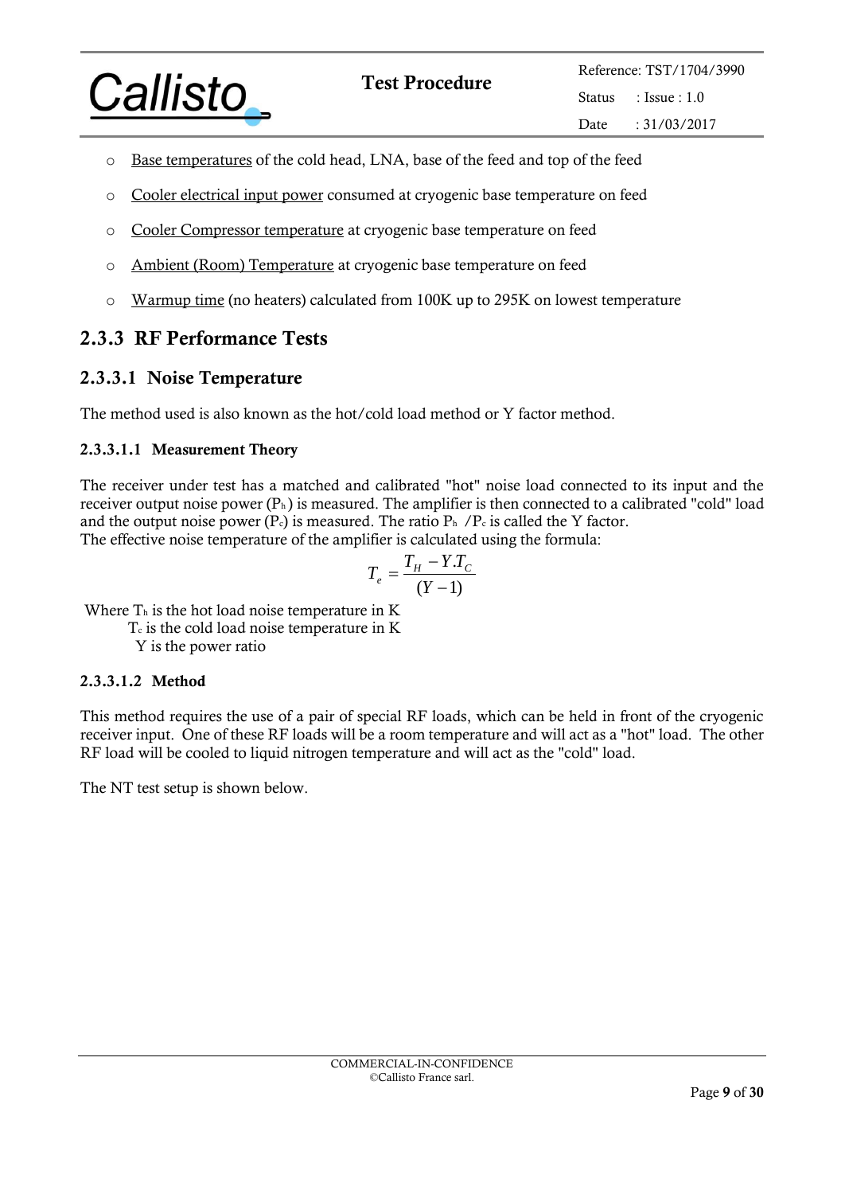- Base temperatures of the cold head, LNA, base of the feed and top of the feed
- Cooler electrical input power consumed at cryogenic base temperature on feed
- Cooler Compressor temperature at cryogenic base temperature on feed
- Ambient (Room) Temperature at cryogenic base temperature on feed
- Warmup time (no heaters) calculated from 100K up to 295K on lowest temperature

### 2.3.3 RF Performance Tests

#### 2.3.3.1 Noise Temperature

The method used is also known as the hot/cold load method or Y factor method.

##### 2.3.3.1.1 Measurement Theory

The receiver under test has a matched and calibrated "hot" noise load connected to its input and the receiver output noise power ($P_h$) is measured. The amplifier is then connected to a calibrated "cold" load and the output noise power ($P_c$) is measured. The ratio $P_h$ /$P_c$ is called the Y factor.
The effective noise temperature of the amplifier is calculated using the formula:

$$T_e = \frac{T_H - Y.T_C}{(Y-1)}$$

Where $T_h$ is the hot load noise temperature in K
$T_c$ is the cold load noise temperature in K
Y is the power ratio

##### 2.3.3.1.2 Method

This method requires the use of a pair of special RF loads, which can be held in front of the cryogenic receiver input. One of these RF loads will be a room temperature and will act as a "hot" load. The other RF load will be cooled to liquid nitrogen temperature and will act as the "cold" load.

The NT test setup is shown below.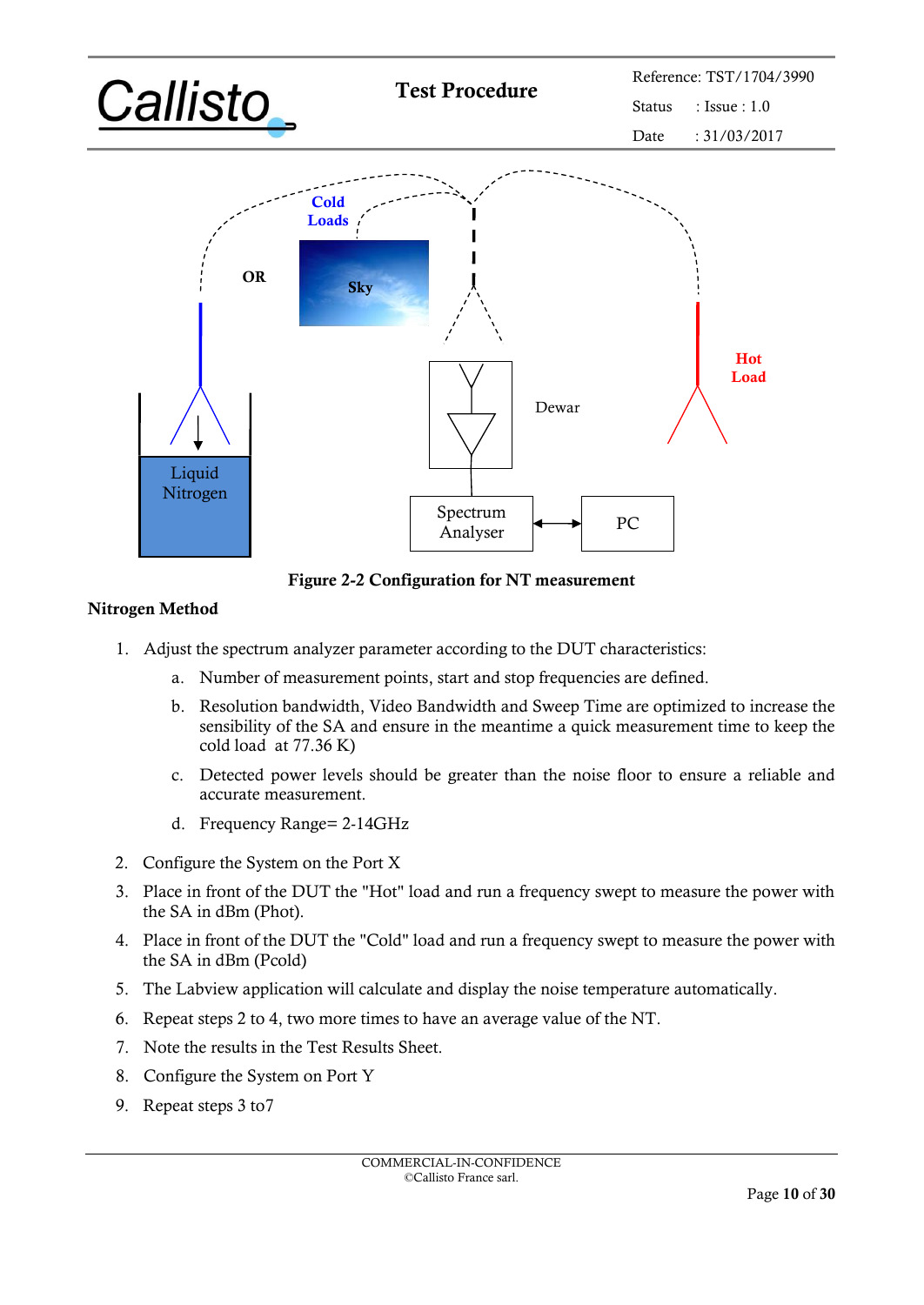Figure 2-2 Configuration for NT measurement

**Nitrogen Method**

1. Adjust the spectrum analyzer parameter according to the DUT characteristics:
    a. Number of measurement points, start and stop frequencies are defined.
    b. Resolution bandwidth, Video Bandwidth and Sweep Time are optimized to increase the sensibility of the SA and ensure in the meantime a quick measurement time to keep the cold load at 77.36 K)
    c. Detected power levels should be greater than the noise floor to ensure a reliable and accurate measurement.
    d. Frequency Range= 2-14GHz
2. Configure the System on the Port X
3. Place in front of the DUT the "Hot" load and run a frequency swept to measure the power with the SA in dBm (Phot).
4. Place in front of the DUT the "Cold" load and run a frequency swept to measure the power with the SA in dBm (Pcold)
5. The Labview application will calculate and display the noise temperature automatically.
6. Repeat steps 2 to 4, two more times to have an average value of the NT.
7. Note the results in the Test Results Sheet.
8. Configure the System on Port Y
9. Repeat steps 3 to7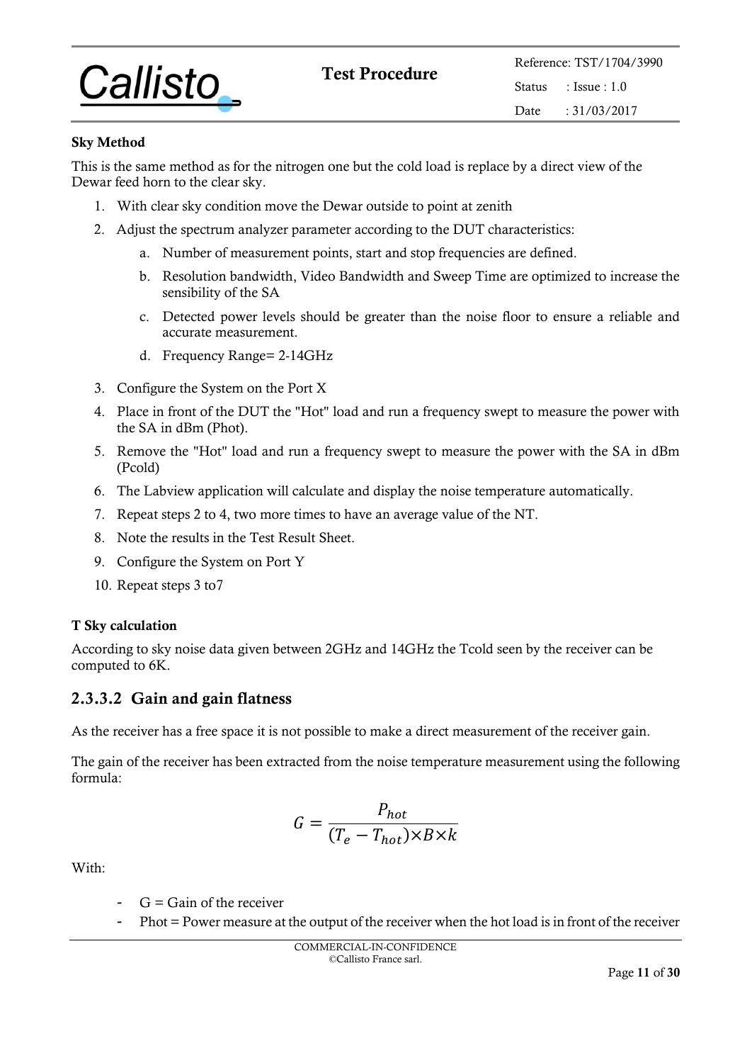**Sky Method**

This is the same method as for the nitrogen one but the cold load is replace by a direct view of the Dewar feed horn to the clear sky.

1. With clear sky condition move the Dewar outside to point at zenith
2. Adjust the spectrum analyzer parameter according to the DUT characteristics:
    a. Number of measurement points, start and stop frequencies are defined.
    b. Resolution bandwidth, Video Bandwidth and Sweep Time are optimized to increase the sensibility of the SA
    c. Detected power levels should be greater than the noise floor to ensure a reliable and accurate measurement.
    d. Frequency Range= 2-14GHz
3. Configure the System on the Port X
4. Place in front of the DUT the "Hot" load and run a frequency swept to measure the power with the SA in dBm (Phot).
5. Remove the "Hot" load and run a frequency swept to measure the power with the SA in dBm (Pcold)
6. The Labview application will calculate and display the noise temperature automatically.
7. Repeat steps 2 to 4, two more times to have an average value of the NT.
8. Note the results in the Test Result Sheet.
9. Configure the System on Port Y
10. Repeat steps 3 to7

**T Sky calculation**

According to sky noise data given between 2GHz and 14GHz the Tcold seen by the receiver can be computed to 6K.

### 2.3.3.2 Gain and gain flatness

As the receiver has a free space it is not possible to make a direct measurement of the receiver gain.

The gain of the receiver has been extracted from the noise temperature measurement using the following formula:

$$G = \frac{P_{hot}}{(T_e - T_{hot}) \times B \times k}$$

With:

- G = Gain of the receiver
- Phot = Power measure at the output of the receiver when the hot load is in front of the receiver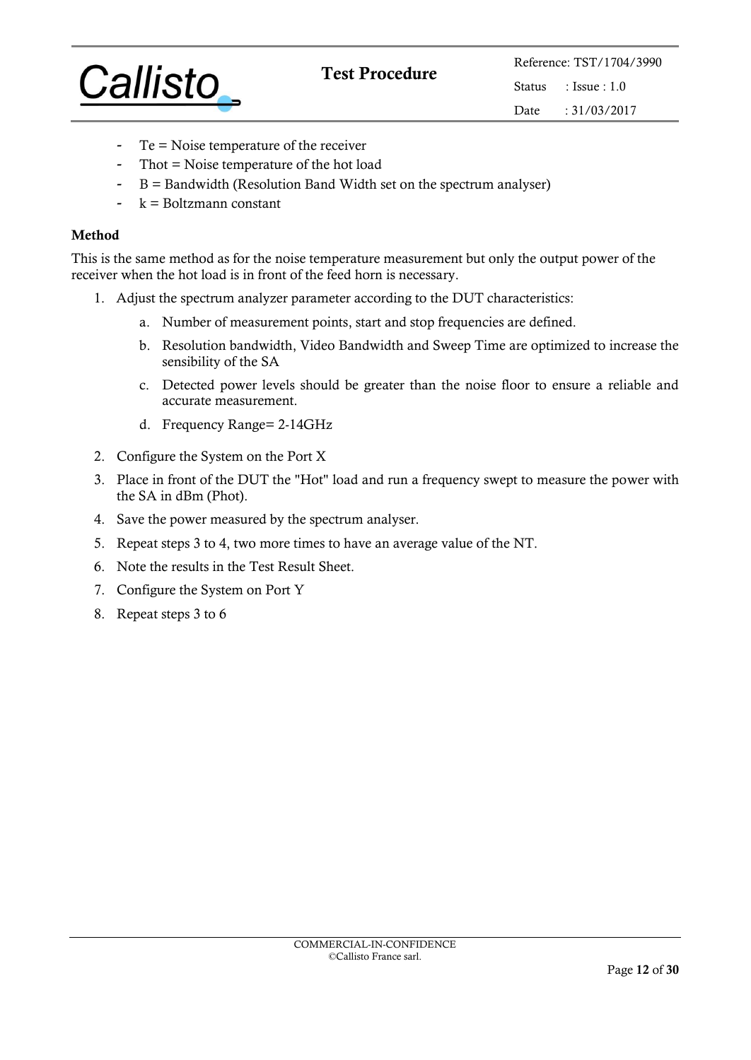- $T_e$ = Noise temperature of the receiver
- $T_{hot}$ = Noise temperature of the hot load
- B = Bandwidth (Resolution Band Width set on the spectrum analyser)
- k = Boltzmann constant

**Method**

This is the same method as for the noise temperature measurement but only the output power of the receiver when the hot load is in front of the feed horn is necessary.

1. Adjust the spectrum analyzer parameter according to the DUT characteristics:
    a. Number of measurement points, start and stop frequencies are defined.
    b. Resolution bandwidth, Video Bandwidth and Sweep Time are optimized to increase the sensibility of the SA
    c. Detected power levels should be greater than the noise floor to ensure a reliable and accurate measurement.
    d. Frequency Range= 2-14GHz
2. Configure the System on the Port X
3. Place in front of the DUT the "Hot" load and run a frequency swept to measure the power with the SA in dBm ($P_{hot}$).
4. Save the power measured by the spectrum analyser.
5. Repeat steps 3 to 4, two more times to have an average value of the NT.
6. Note the results in the Test Result Sheet.
7. Configure the System on Port Y
8. Repeat steps 3 to 6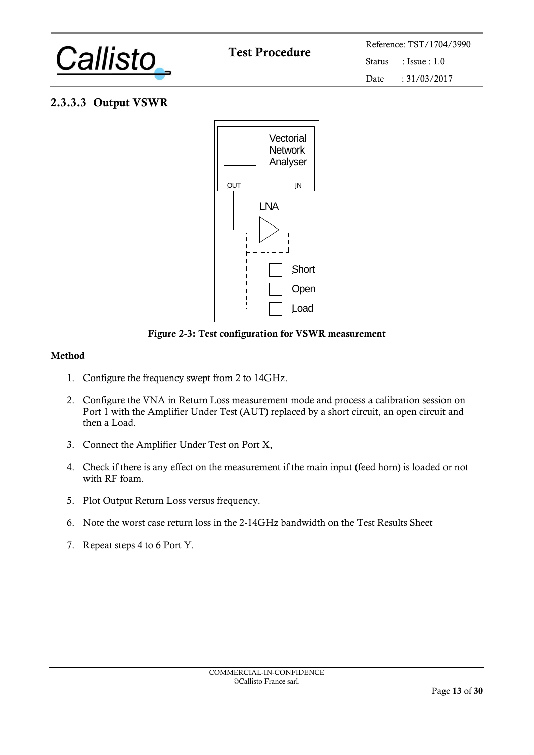### 2.3.3.3 Output VSWR

**Figure 2-3: Test configuration for VSWR measurement**

**Method**

1. Configure the frequency swept from 2 to 14GHz.
2. Configure the VNA in Return Loss measurement mode and process a calibration session on Port 1 with the Amplifier Under Test (AUT) replaced by a short circuit, an open circuit and then a Load.
3. Connect the Amplifier Under Test on Port X,
4. Check if there is any effect on the measurement if the main input (feed horn) is loaded or not with RF foam.
5. Plot Output Return Loss versus frequency.
6. Note the worst case return loss in the 2-14GHz bandwidth on the Test Results Sheet
7. Repeat steps 4 to 6 Port Y.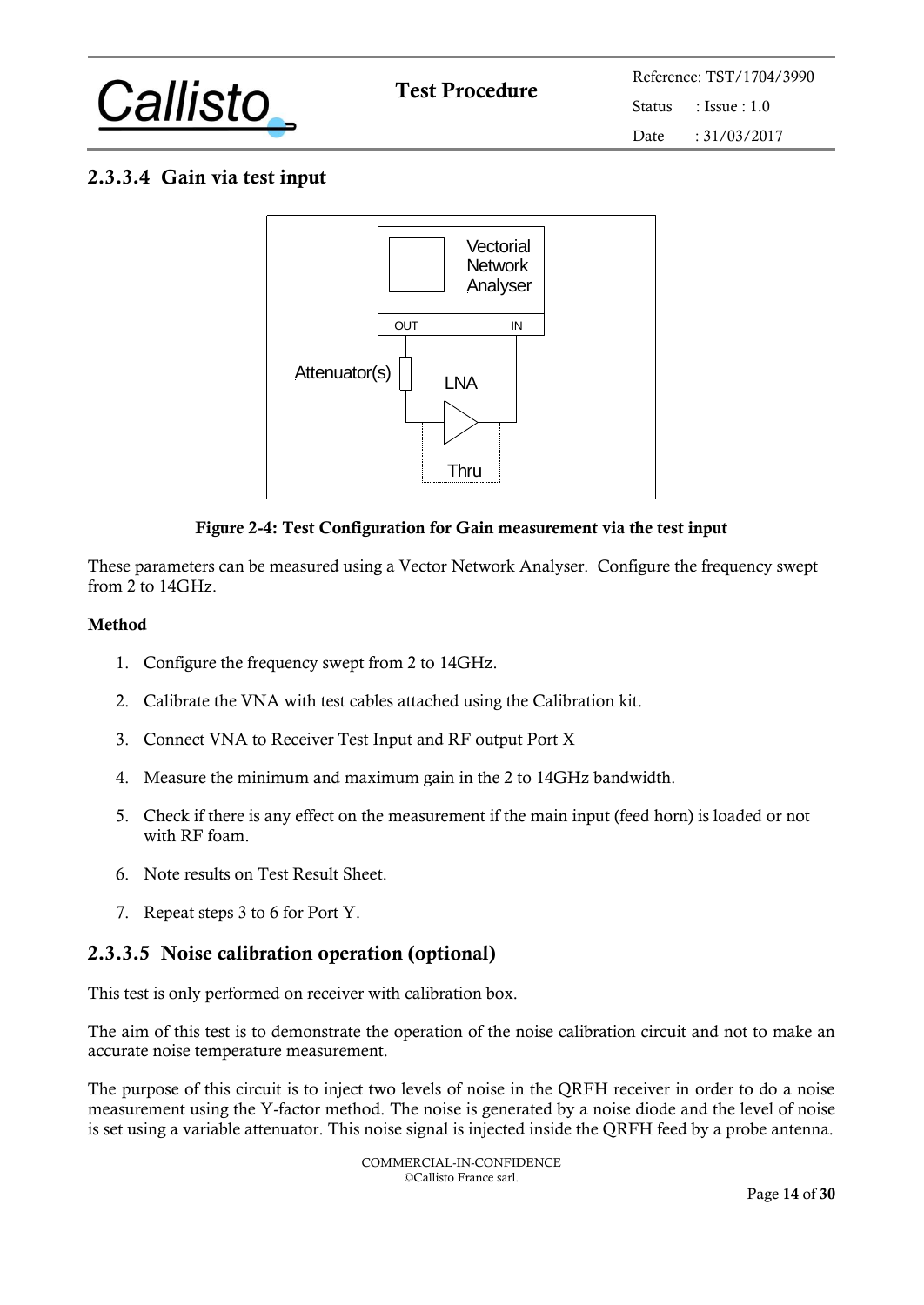### 2.3.3.4 Gain via test input

**Figure 2-4: Test Configuration for Gain measurement via the test input**

These parameters can be measured using a Vector Network Analyser. Configure the frequency swept from 2 to 14GHz.

**Method**

1. Configure the frequency swept from 2 to 14GHz.
2. Calibrate the VNA with test cables attached using the Calibration kit.
3. Connect VNA to Receiver Test Input and RF output Port X
4. Measure the minimum and maximum gain in the 2 to 14GHz bandwidth.
5. Check if there is any effect on the measurement if the main input (feed horn) is loaded or not with RF foam.
6. Note results on Test Result Sheet.
7. Repeat steps 3 to 6 for Port Y.

### 2.3.3.5 Noise calibration operation (optional)

This test is only performed on receiver with calibration box.

The aim of this test is to demonstrate the operation of the noise calibration circuit and not to make an accurate noise temperature measurement.

The purpose of this circuit is to inject two levels of noise in the QRFH receiver in order to do a noise measurement using the Y-factor method. The noise is generated by a noise diode and the level of noise is set using a variable attenuator. This noise signal is injected inside the QRFH feed by a probe antenna.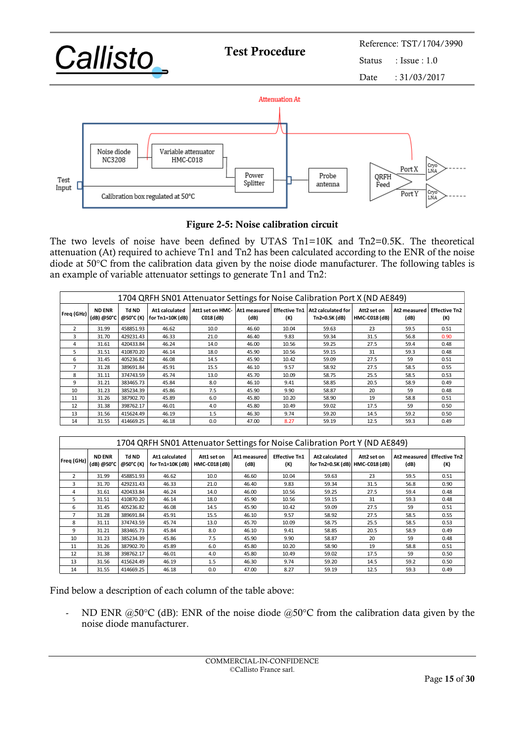Figure 2-5: Noise calibration circuit

The two levels of noise have been defined by UTAS Tn1=10K and Tn2=0.5K. The theoretical attenuation (At) required to achieve Tn1 and Tn2 has been calculated according to the ENR of the noise diode at 50°C from the calibration data given by the noise diode manufacturer. The following tables is an example of variable attenuator settings to generate Tn1 and Tn2:

| 1704 QRFH SN01 Attenuator Settings for Noise Calibration Port X (ND AE849) | | | | | | | | | | |
|---|---|---|---|---|---|---|---|---|---|---|
| Freq (GHz) | ND ENR (dB) @50°C | Td ND @50°C (K) | At1 calculated for Tn1=10K (dB) | Att1 set on HMC-C018 (dB) | At1 measured (dB) | Effective Tn1 (K) | At2 calculated for Tn2=0.5K (dB) | Att2 set on HMC-C018 (dB) | At2 measured (dB) | Effective Tn2 (K) |
| 2 | 31.99 | 458851.93 | 46.62 | 10.0 | 46.60 | 10.04 | 59.63 | 23 | 59.5 | 0.51 |
| 3 | 31.70 | 429231.43 | 46.33 | 21.0 | 46.40 | 9.83 | 59.34 | 31.5 | 56.8 | 0.90 |
| 4 | 31.61 | 420433.84 | 46.24 | 14.0 | 46.00 | 10.56 | 59.25 | 27.5 | 59.4 | 0.48 |
| 5 | 31.51 | 410870.20 | 46.14 | 18.0 | 45.90 | 10.56 | 59.15 | 31 | 59.3 | 0.48 |
| 6 | 31.45 | 405236.82 | 46.08 | 14.5 | 45.90 | 10.42 | 59.09 | 27.5 | 59 | 0.51 |
| 7 | 31.28 | 389691.84 | 45.91 | 15.5 | 46.10 | 9.57 | 58.92 | 27.5 | 58.5 | 0.55 |
| 8 | 31.11 | 374743.59 | 45.74 | 13.0 | 45.70 | 10.09 | 58.75 | 25.5 | 58.5 | 0.53 |
| 9 | 31.21 | 383465.73 | 45.84 | 8.0 | 46.10 | 9.41 | 58.85 | 20.5 | 58.9 | 0.49 |
| 10 | 31.23 | 385234.39 | 45.86 | 7.5 | 45.90 | 9.90 | 58.87 | 20 | 59 | 0.48 |
| 11 | 31.26 | 387902.70 | 45.89 | 6.0 | 45.80 | 10.20 | 58.90 | 19 | 58.8 | 0.51 |
| 12 | 31.38 | 398762.17 | 46.01 | 4.0 | 45.80 | 10.49 | 59.02 | 17.5 | 59 | 0.50 |
| 13 | 31.56 | 415624.49 | 46.19 | 1.5 | 46.30 | 9.74 | 59.20 | 14.5 | 59.2 | 0.50 |
| 14 | 31.55 | 414669.25 | 46.18 | 0.0 | 47.00 | 8.27 | 59.19 | 12.5 | 59.3 | 0.49 |

| 1704 QRFH SN01 Attenuator Settings for Noise Calibration Port Y (ND AE849) | | | | | | | | | | |
|---|---|---|---|---|---|---|---|---|---|---|
| Freq (GHz) | ND ENR (dB) @50°C | Td ND @50°C (K) | At1 calculated for Tn1=10K (dB) | Att1 set on HMC-C018 (dB) | At1 measured (dB) | Effective Tn1 (K) | At2 calculated for Tn2=0.5K (dB) | Att2 set on HMC-C018 (dB) | At2 measured (dB) | Effective Tn2 (K) |
| 2 | 31.99 | 458851.93 | 46.62 | 10.0 | 46.60 | 10.04 | 59.63 | 23 | 59.5 | 0.51 |
| 3 | 31.70 | 429231.43 | 46.33 | 21.0 | 46.40 | 9.83 | 59.34 | 31.5 | 56.8 | 0.90 |
| 4 | 31.61 | 420433.84 | 46.24 | 14.0 | 46.00 | 10.56 | 59.25 | 27.5 | 59.4 | 0.48 |
| 5 | 31.51 | 410870.20 | 46.14 | 18.0 | 45.90 | 10.56 | 59.15 | 31 | 59.3 | 0.48 |
| 6 | 31.45 | 405236.82 | 46.08 | 14.5 | 45.90 | 10.42 | 59.09 | 27.5 | 59 | 0.51 |
| 7 | 31.28 | 389691.84 | 45.91 | 15.5 | 46.10 | 9.57 | 58.92 | 27.5 | 58.5 | 0.55 |
| 8 | 31.11 | 374743.59 | 45.74 | 13.0 | 45.70 | 10.09 | 58.75 | 25.5 | 58.5 | 0.53 |
| 9 | 31.21 | 383465.73 | 45.84 | 8.0 | 46.10 | 9.41 | 58.85 | 20.5 | 58.9 | 0.49 |
| 10 | 31.23 | 385234.39 | 45.86 | 7.5 | 45.90 | 9.90 | 58.87 | 20 | 59 | 0.48 |
| 11 | 31.26 | 387902.70 | 45.89 | 6.0 | 45.80 | 10.20 | 58.90 | 19 | 58.8 | 0.51 |
| 12 | 31.38 | 398762.17 | 46.01 | 4.0 | 45.80 | 10.49 | 59.02 | 17.5 | 59 | 0.50 |
| 13 | 31.56 | 415624.49 | 46.19 | 1.5 | 46.30 | 9.74 | 59.20 | 14.5 | 59.2 | 0.50 |
| 14 | 31.55 | 414669.25 | 46.18 | 0.0 | 47.00 | 8.27 | 59.19 | 12.5 | 59.3 | 0.49 |

Find below a description of each column of the table above:

- ND ENR @50°C (dB): ENR of the noise diode @50°C from the calibration data given by the noise diode manufacturer.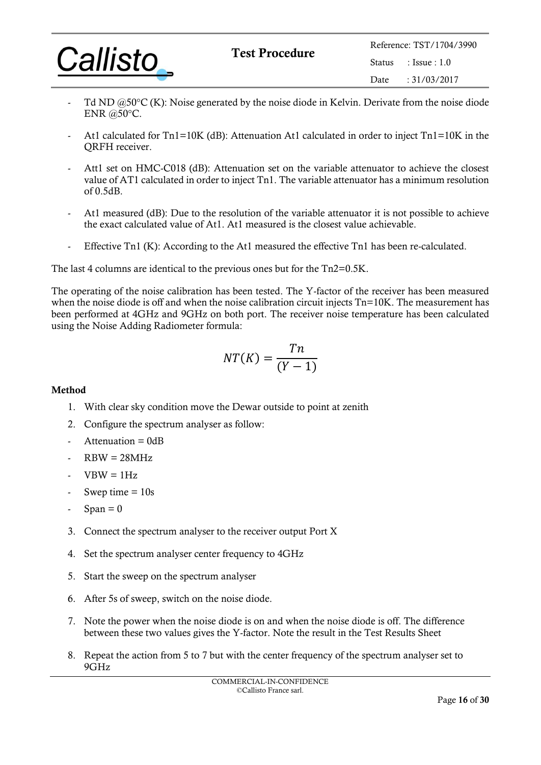- Td ND @50°C (K): Noise generated by the noise diode in Kelvin. Derivate from the noise diode ENR @50°C.

- At1 calculated for Tn1=10K (dB): Attenuation At1 calculated in order to inject Tn1=10K in the QRFH receiver.

- Att1 set on HMC-C018 (dB): Attenuation set on the variable attenuator to achieve the closest value of AT1 calculated in order to inject Tn1. The variable attenuator has a minimum resolution of 0.5dB.

- At1 measured (dB): Due to the resolution of the variable attenuator it is not possible to achieve the exact calculated value of At1. At1 measured is the closest value achievable.

- Effective Tn1 (K): According to the At1 measured the effective Tn1 has been re-calculated.

The last 4 columns are identical to the previous ones but for the Tn2=0.5K.

The operating of the noise calibration has been tested. The Y-factor of the receiver has been measured when the noise diode is off and when the noise calibration circuit injects Tn=10K. The measurement has been performed at 4GHz and 9GHz on both port. The receiver noise temperature has been calculated using the Noise Adding Radiometer formula:

$$NT(K) = \frac{Tn}{(Y-1)}$$

**Method**

1. With clear sky condition move the Dewar outside to point at zenith
2. Configure the spectrum analyser as follow:
   - Attenuation = 0dB
   - RBW = 28MHz
   - VBW = 1Hz
   - Swep time = 10s
   - Span = 0
3. Connect the spectrum analyser to the receiver output Port X
4. Set the spectrum analyser center frequency to 4GHz
5. Start the sweep on the spectrum analyser
6. After 5s of sweep, switch on the noise diode.
7. Note the power when the noise diode is on and when the noise diode is off. The difference between these two values gives the Y-factor. Note the result in the Test Results Sheet
8. Repeat the action from 5 to 7 but with the center frequency of the spectrum analyser set to 9GHz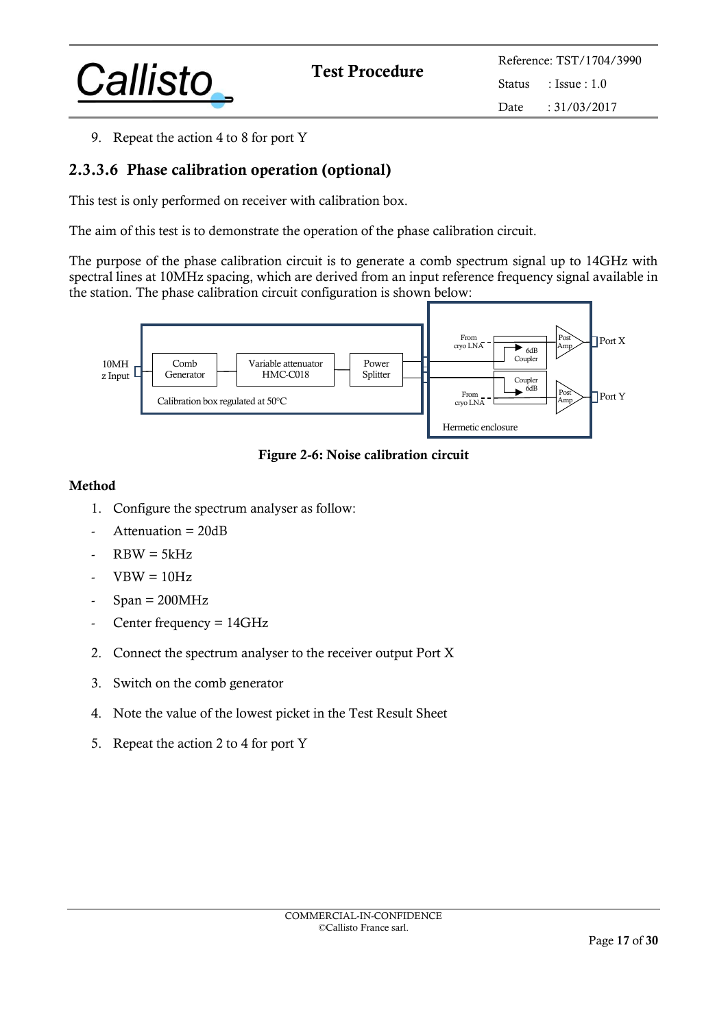9. Repeat the action 4 to 8 for port Y

### 2.3.3.6 Phase calibration operation (optional)

This test is only performed on receiver with calibration box.

The aim of this test is to demonstrate the operation of the phase calibration circuit.

The purpose of the phase calibration circuit is to generate a comb spectrum signal up to 14GHz with spectral lines at 10MHz spacing, which are derived from an input reference frequency signal available in the station. The phase calibration circuit configuration is shown below:

**Figure 2-6: Noise calibration circuit**

**Method**

1. Configure the spectrum analyser as follow:

- Attenuation = 20dB
- RBW = 5kHz
- VBW = 10Hz
- Span = 200MHz
- Center frequency = 14GHz

2. Connect the spectrum analyser to the receiver output Port X
3. Switch on the comb generator
4. Note the value of the lowest picket in the Test Result Sheet
5. Repeat the action 2 to 4 for port Y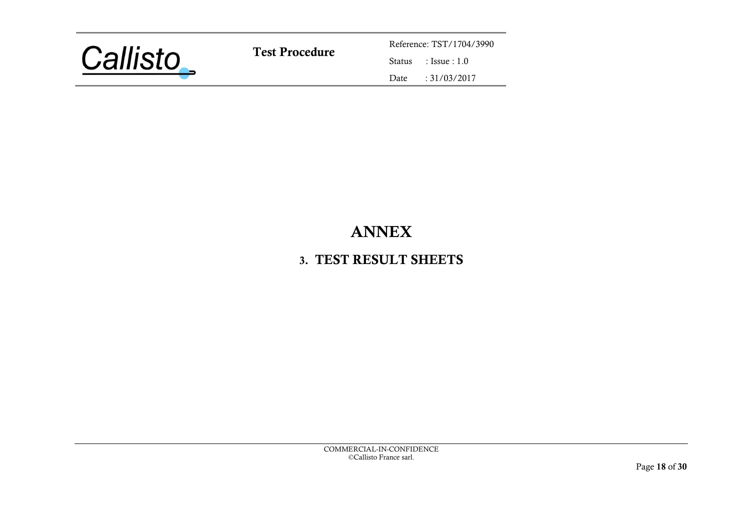# ANNEX

## 3. TEST RESULT SHEETS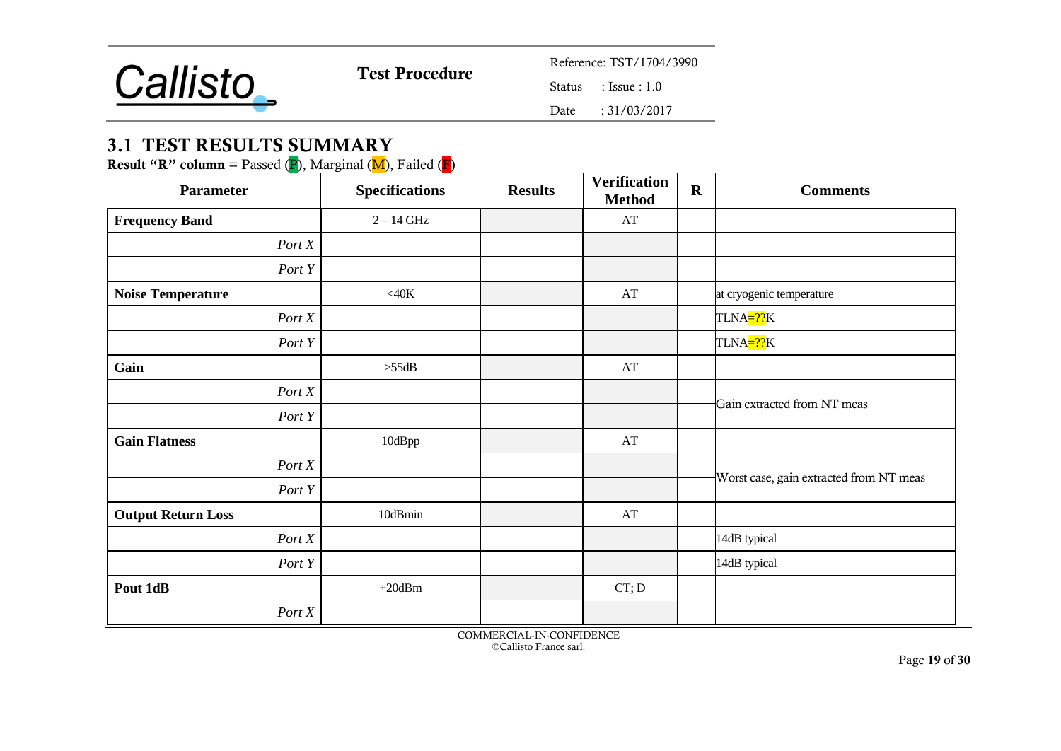## 3.1 TEST RESULTS SUMMARY

**Result "R" column** = Passed (P), Marginal (M), Failed (F)

| Parameter | Specifications | Results | Verification Method | R | Comments |
|---|---|---|---|---|---|
| **Frequency Band** | 2 – 14 GHz | | AT | | |
| *Port X* | | | | | |
| *Port Y* | | | | | |
| **Noise Temperature** | <40K | | AT | | at cryogenic temperature |
| *Port X* | | | | | TLNA=??K |
| *Port Y* | | | | | TLNA=??K |
| **Gain** | >55dB | | AT | | |
| *Port X* | | | | | Gain extracted from NT meas |
| *Port Y* | | | | | |
| **Gain Flatness** | 10dBpp | | AT | | |
| *Port X* | | | | | Worst case, gain extracted from NT meas |
| *Port Y* | | | | | |
| **Output Return Loss** | 10dBmin | | AT | | |
| *Port X* | | | | | 14dB typical |
| *Port Y* | | | | | 14dB typical |
| **Pout 1dB** | +20dBm | | CT; D | | |
| *Port X* | | | | | |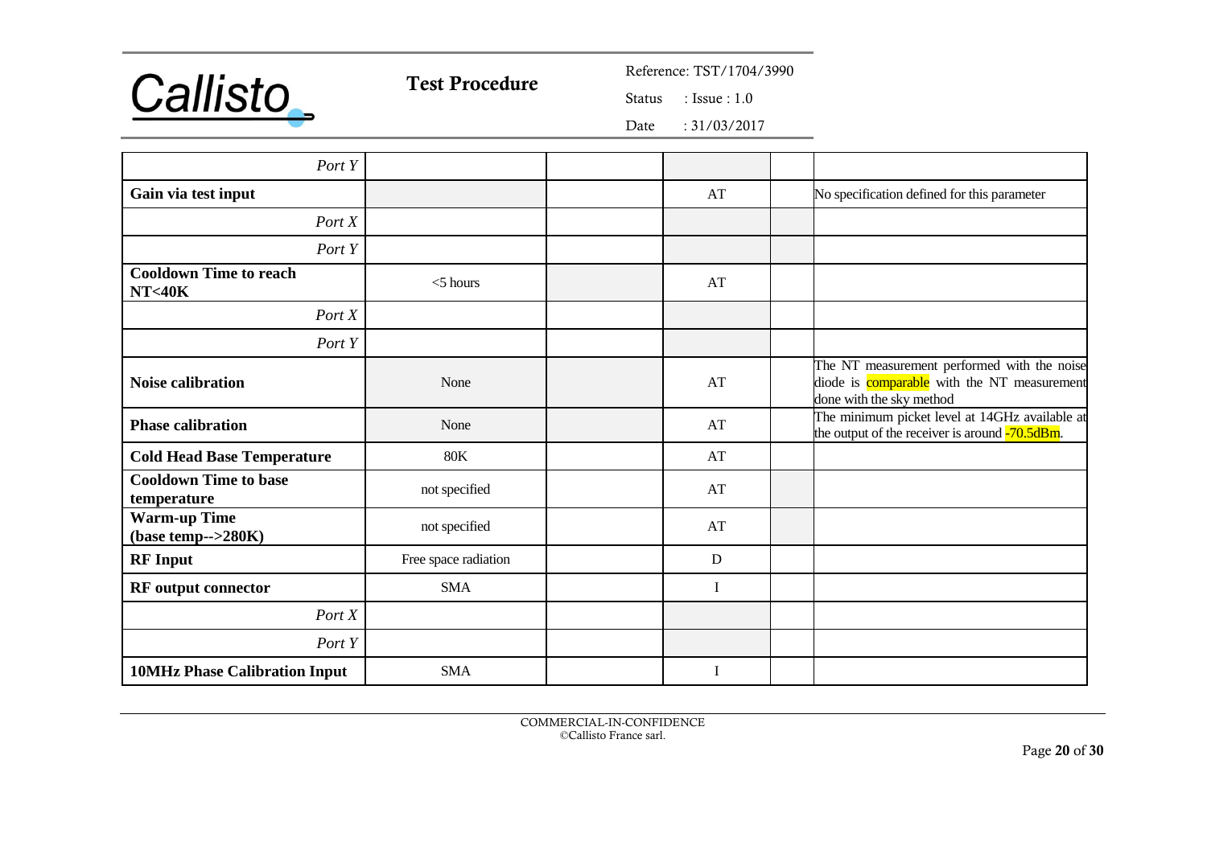| *Port Y* | | | | | |
|---|---|---|---|---|---|
| **Gain via test input** | | | AT | | No specification defined for this parameter |
| *Port X* | | | | | |
| *Port Y* | | | | | |
| **Cooldown Time to reach NT<40K** | <5 hours | | AT | | |
| *Port X* | | | | | |
| *Port Y* | | | | | |
| **Noise calibration** | None | | AT | | The NT measurement performed with the noise diode is comparable with the NT measurement done with the sky method |
| **Phase calibration** | None | | AT | | The minimum picket level at 14GHz available at the output of the receiver is around -70.5dBm. |
| **Cold Head Base Temperature** | 80K | | AT | | |
| **Cooldown Time to base temperature** | not specified | | AT | | |
| **Warm-up Time (base temp-->280K)** | not specified | | AT | | |
| **RF Input** | Free space radiation | | D | | |
| **RF output connector** | SMA | | I | | |
| *Port X* | | | | | |
| *Port Y* | | | | | |
| **10MHz Phase Calibration Input** | SMA | | I | | |

COMMERCIAL-IN-CONFIDENCE
©Callisto France sarl.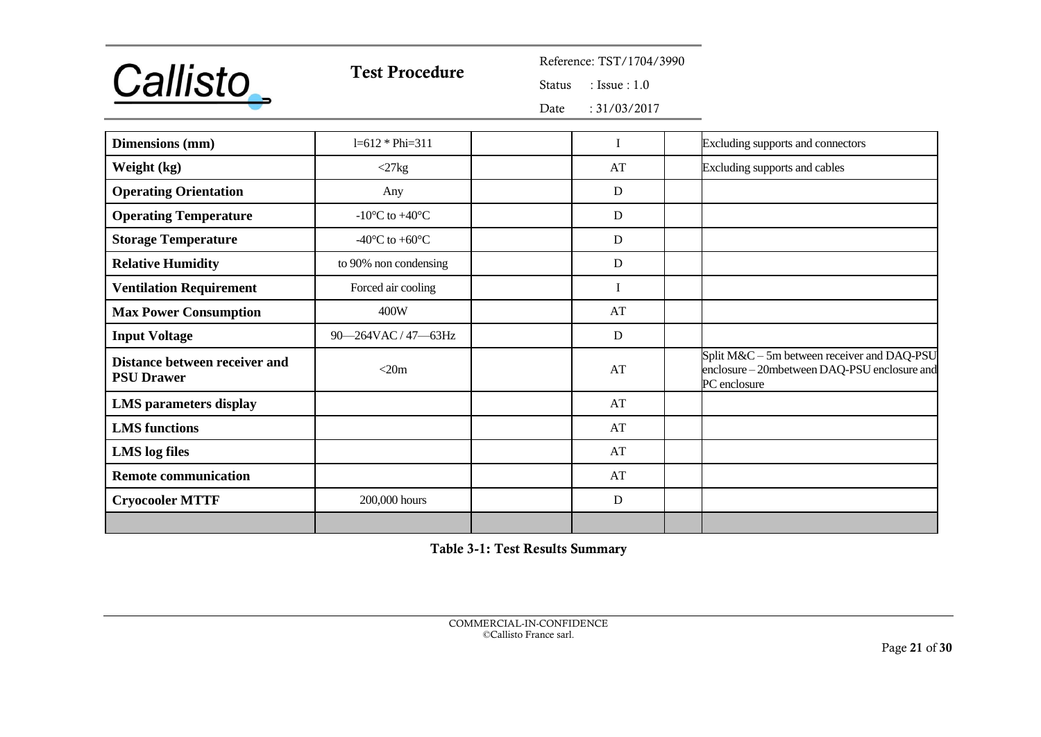| **Dimensions (mm)** | l=612 * Phi=311 | | I | | Excluding supports and connectors |
|---|---|---|---|---|---|
| **Weight (kg)** | <27kg | | AT | | Excluding supports and cables |
| **Operating Orientation** | Any | | D | | |
| **Operating Temperature** | -10°C to +40°C | | D | | |
| **Storage Temperature** | -40°C to +60°C | | D | | |
| **Relative Humidity** | to 90% non condensing | | D | | |
| **Ventilation Requirement** | Forced air cooling | | I | | |
| **Max Power Consumption** | 400W | | AT | | |
| **Input Voltage** | 90—264VAC / 47—63Hz | | D | | |
| **Distance between receiver and PSU Drawer** | <20m | | AT | | Split M&C – 5m between receiver and DAQ-PSU enclosure – 20mbetween DAQ-PSU enclosure and PC enclosure |
| **LMS parameters display** | | | AT | | |
| **LMS functions** | | | AT | | |
| **LMS log files** | | | AT | | |
| **Remote communication** | | | AT | | |
| **Cryocooler MTTF** | 200,000 hours | | D | | |
| | | | | | |

**Table 3-1: Test Results Summary**

COMMERCIAL-IN-CONFIDENCE
©Callisto France sarl.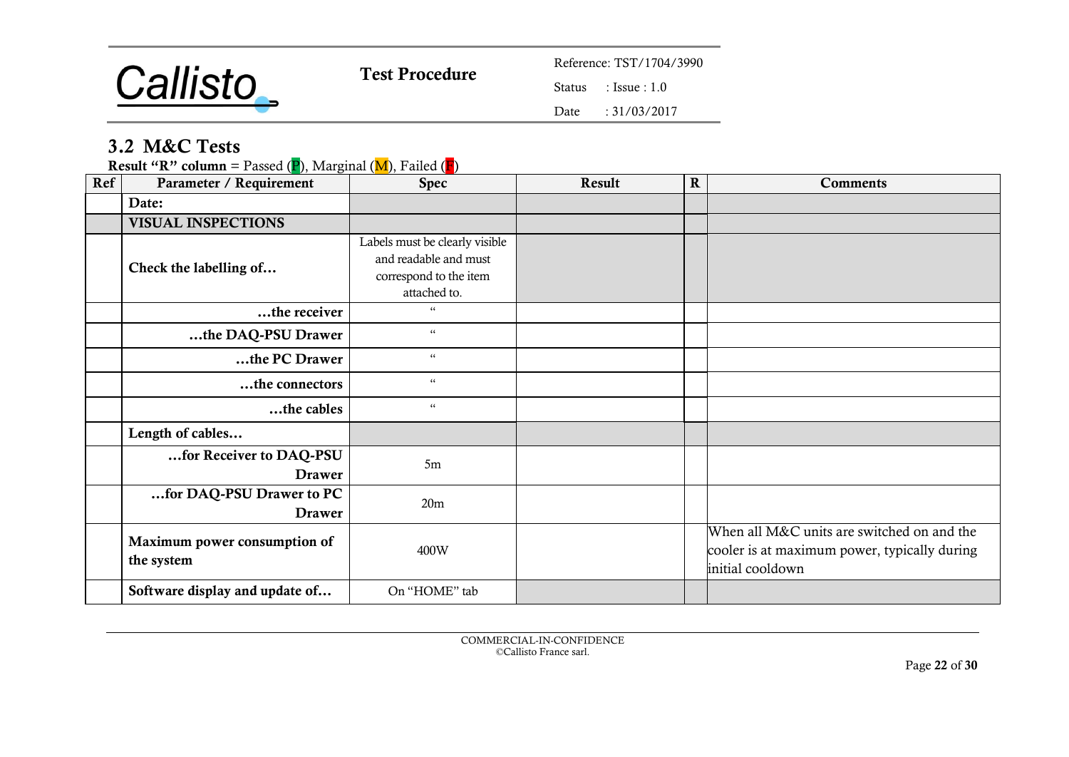## 3.2 M&C Tests

**Result "R" column** = Passed (P), Marginal (M), Failed (F)

| Ref | Parameter / Requirement | Spec | Result | R | Comments |
|---|---|---|---|---|---|
| | **Date:** | | | | |
| | **VISUAL INSPECTIONS** | | | | |
| | **Check the labelling of…** | Labels must be clearly visible and readable and must correspond to the item attached to. | | | |
| | **…the receiver** | " | | | |
| | **…the DAQ-PSU Drawer** | " | | | |
| | **…the PC Drawer** | " | | | |
| | **…the connectors** | " | | | |
| | **…the cables** | " | | | |
| | **Length of cables…** | | | | |
| | **…for Receiver to DAQ-PSU Drawer** | 5m | | | |
| | **…for DAQ-PSU Drawer to PC Drawer** | 20m | | | |
| | **Maximum power consumption of the system** | 400W | | | When all M&C units are switched on and the cooler is at maximum power, typically during initial cooldown |
| | **Software display and update of…** | On "HOME" tab | | | |

COMMERCIAL-IN-CONFIDENCE
©Callisto France sarl.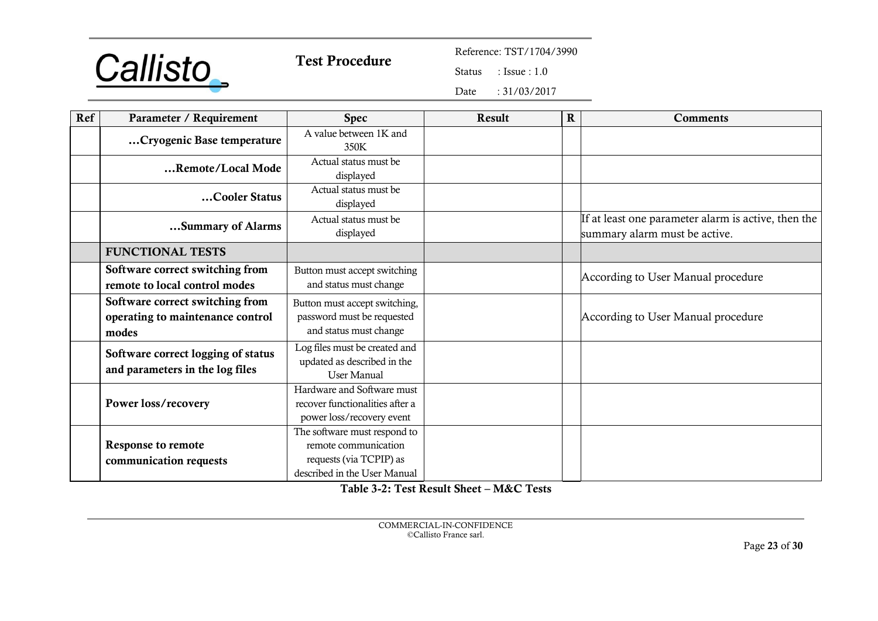| Ref | Parameter / Requirement | Spec | Result | R | Comments |
|---|---|---|---|---|---|
| | **…Cryogenic Base temperature** | A value between 1K and 350K | | | |
| | **…Remote/Local Mode** | Actual status must be displayed | | | |
| | **…Cooler Status** | Actual status must be displayed | | | |
| | **…Summary of Alarms** | Actual status must be displayed | | | If at least one parameter alarm is active, then the summary alarm must be active. |
| | **FUNCTIONAL TESTS** | | | | |
| | **Software correct switching from remote to local control modes** | Button must accept switching and status must change | | | According to User Manual procedure |
| | **Software correct switching from operating to maintenance control modes** | Button must accept switching, password must be requested and status must change | | | According to User Manual procedure |
| | **Software correct logging of status and parameters in the log files** | Log files must be created and updated as described in the User Manual | | | |
| | **Power loss/recovery** | Hardware and Software must recover functionalities after a power loss/recovery event | | | |
| | **Response to remote communication requests** | The software must respond to remote communication requests (via TCPIP) as described in the User Manual | | | |

**Table 3-2: Test Result Sheet – M&C Tests**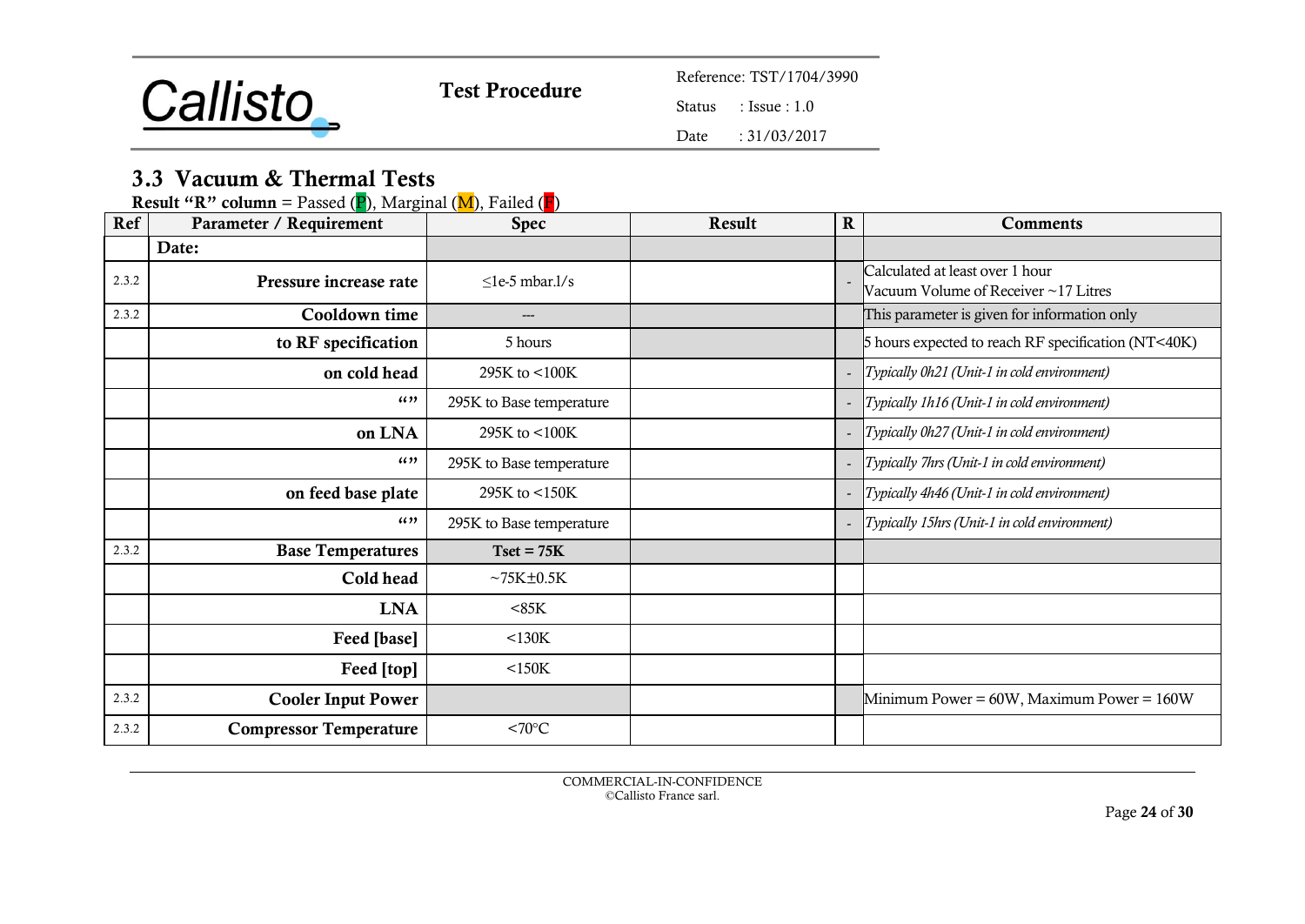## 3.3 Vacuum & Thermal Tests

**Result "R" column** = Passed (P), Marginal (M), Failed (F)

| Ref | Parameter / Requirement | Spec | Result | R | Comments |
|---|---|---|---|---|---|
| | **Date:** | | | | |
| 2.3.2 | **Pressure increase rate** | ≤1e-5 mbar.l/s | | - | Calculated at least over 1 hour<br>Vacuum Volume of Receiver ~17 Litres |
| 2.3.2 | **Cooldown time** | --- | | | This parameter is given for information only |
| | **to RF specification** | 5 hours | | | 5 hours expected to reach RF specification (NT<40K) |
| | **on cold head** | 295K to <100K | | - | *Typically 0h21 (Unit-1 in cold environment)* |
| | **""** | 295K to Base temperature | | - | *Typically 1h16 (Unit-1 in cold environment)* |
| | **on LNA** | 295K to <100K | | - | *Typically 0h27 (Unit-1 in cold environment)* |
| | **""** | 295K to Base temperature | | - | *Typically 7hrs (Unit-1 in cold environment)* |
| | **on feed base plate** | 295K to <150K | | - | *Typically 4h46 (Unit-1 in cold environment)* |
| | **""** | 295K to Base temperature | | - | *Typically 15hrs (Unit-1 in cold environment)* |
| 2.3.2 | **Base Temperatures** | **Tset = 75K** | | | |
| | **Cold head** | ~75K±0.5K | | | |
| | **LNA** | <85K | | | |
| | **Feed [base]** | <130K | | | |
| | **Feed [top]** | <150K | | | |
| 2.3.2 | **Cooler Input Power** | | | | Minimum Power = 60W, Maximum Power = 160W |
| 2.3.2 | **Compressor Temperature** | <70°C | | | |

COMMERCIAL-IN-CONFIDENCE
©Callisto France sarl.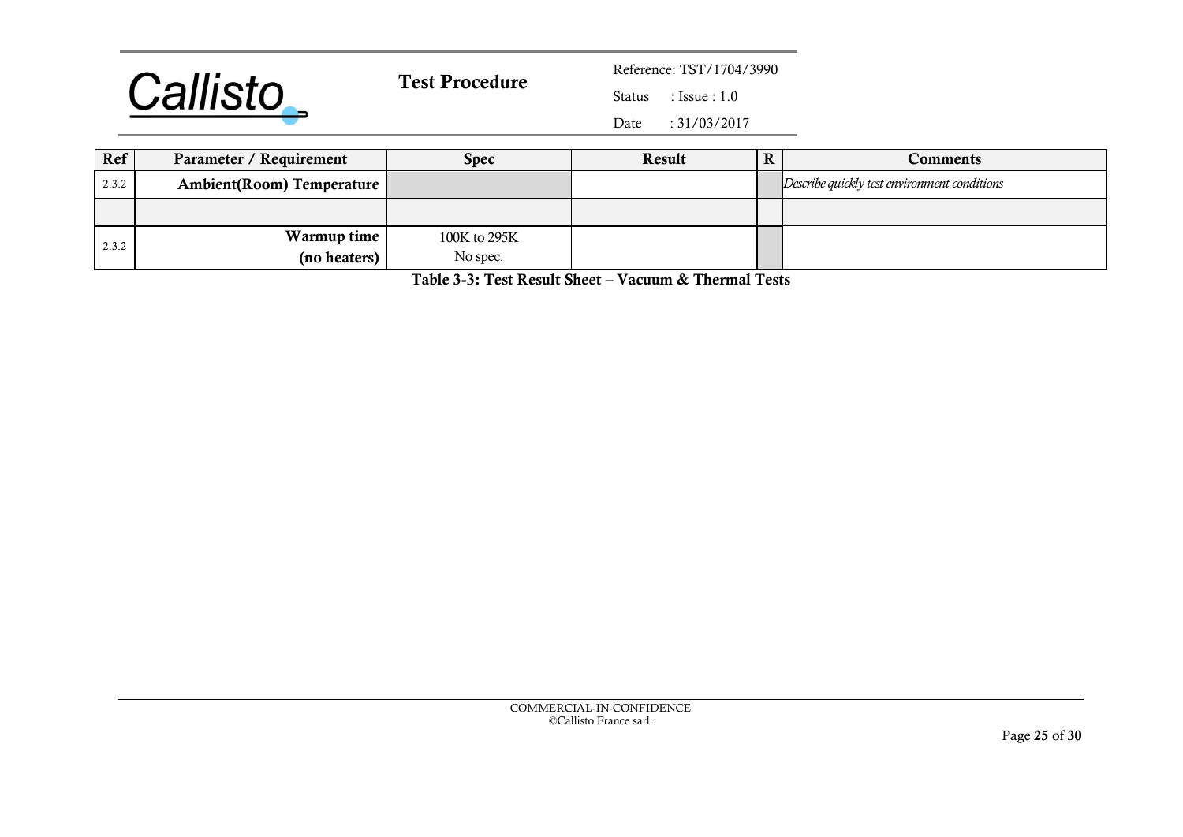| Ref | Parameter / Requirement | Spec | Result | R | Comments |
|---|---|---|---|---|---|
| 2.3.2 | **Ambient(Room) Temperature** | | | | *Describe quickly test environment conditions* |
| | | | | | |
| 2.3.2 | **Warmup time (no heaters)** | 100K to 295K No spec. | | | |

**Table 3-3: Test Result Sheet – Vacuum & Thermal Tests**

COMMERCIAL-IN-CONFIDENCE
©Callisto France sarl.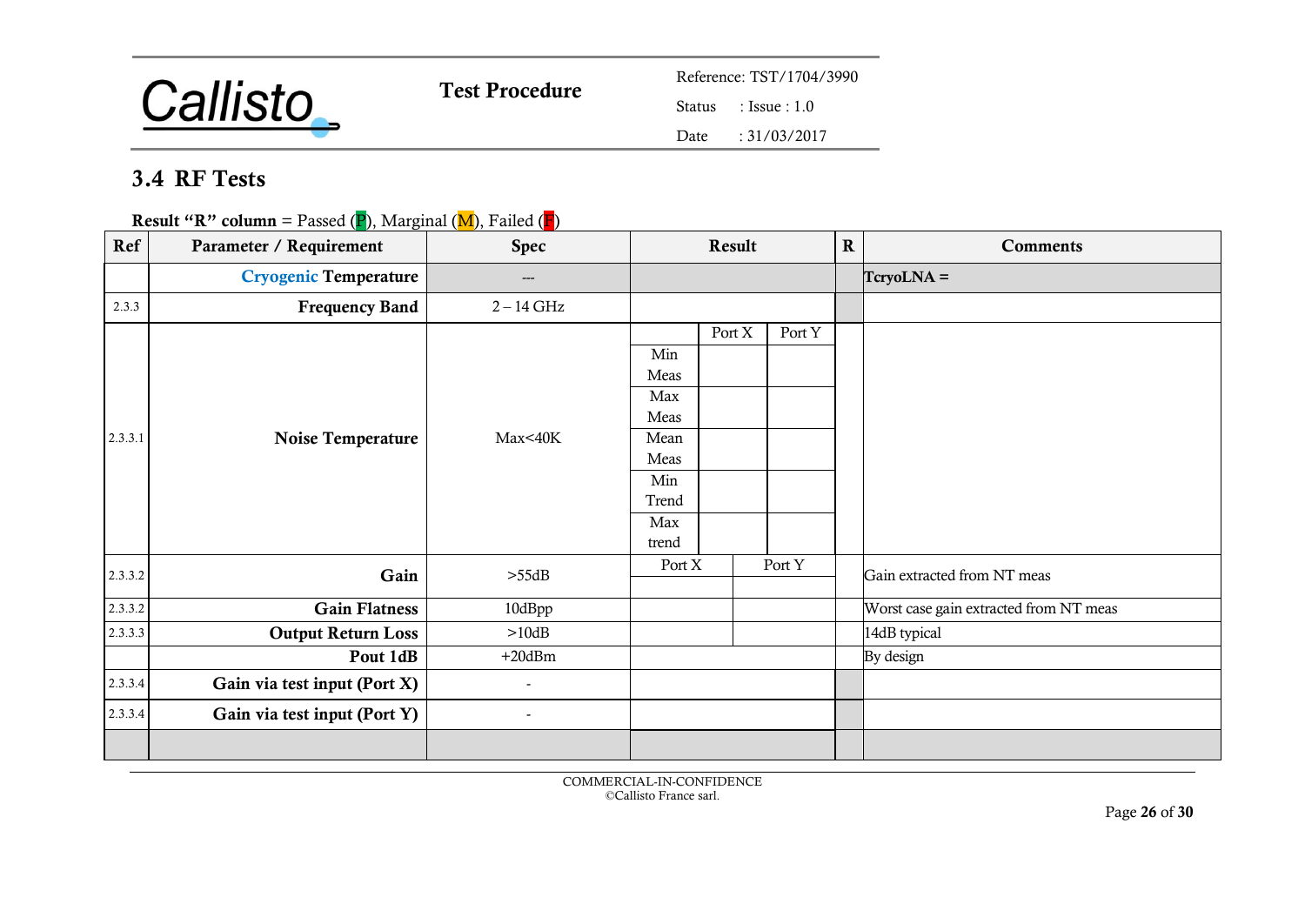## 3.4 RF Tests

**Result "R" column** = Passed (P), Marginal (M), Failed (F)

| Ref | Parameter / Requirement | Spec | Result | | | R | Comments |
|---|---|---|---|---|---|---|---|
| | **Cryogenic Temperature** | --- | | | | | **TcryoLNA =** |
| 2.3.3 | **Frequency Band** | 2 – 14 GHz | | | | | |
| 2.3.3.1 | **Noise Temperature** | Max<40K | | Port X | Port Y | | |
| | | | Min Meas | | | | |
| | | | Max Meas | | | | |
| | | | Mean Meas | | | | |
| | | | Min Trend | | | | |
| | | | Max trend | | | | |
| 2.3.3.2 | **Gain** | >55dB | Port X | Port Y | | | Gain extracted from NT meas |
| 2.3.3.2 | **Gain Flatness** | 10dBpp | | | | | Worst case gain extracted from NT meas |
| 2.3.3.3 | **Output Return Loss** | >10dB | | | | | 14dB typical |
| | **Pout 1dB** | +20dBm | | | | | By design |
| 2.3.3.4 | **Gain via test input (Port X)** | - | | | | | |
| 2.3.3.4 | **Gain via test input (Port Y)** | - | | | | | |
| | | | | | | | |

COMMERCIAL-IN-CONFIDENCE
©Callisto France sarl.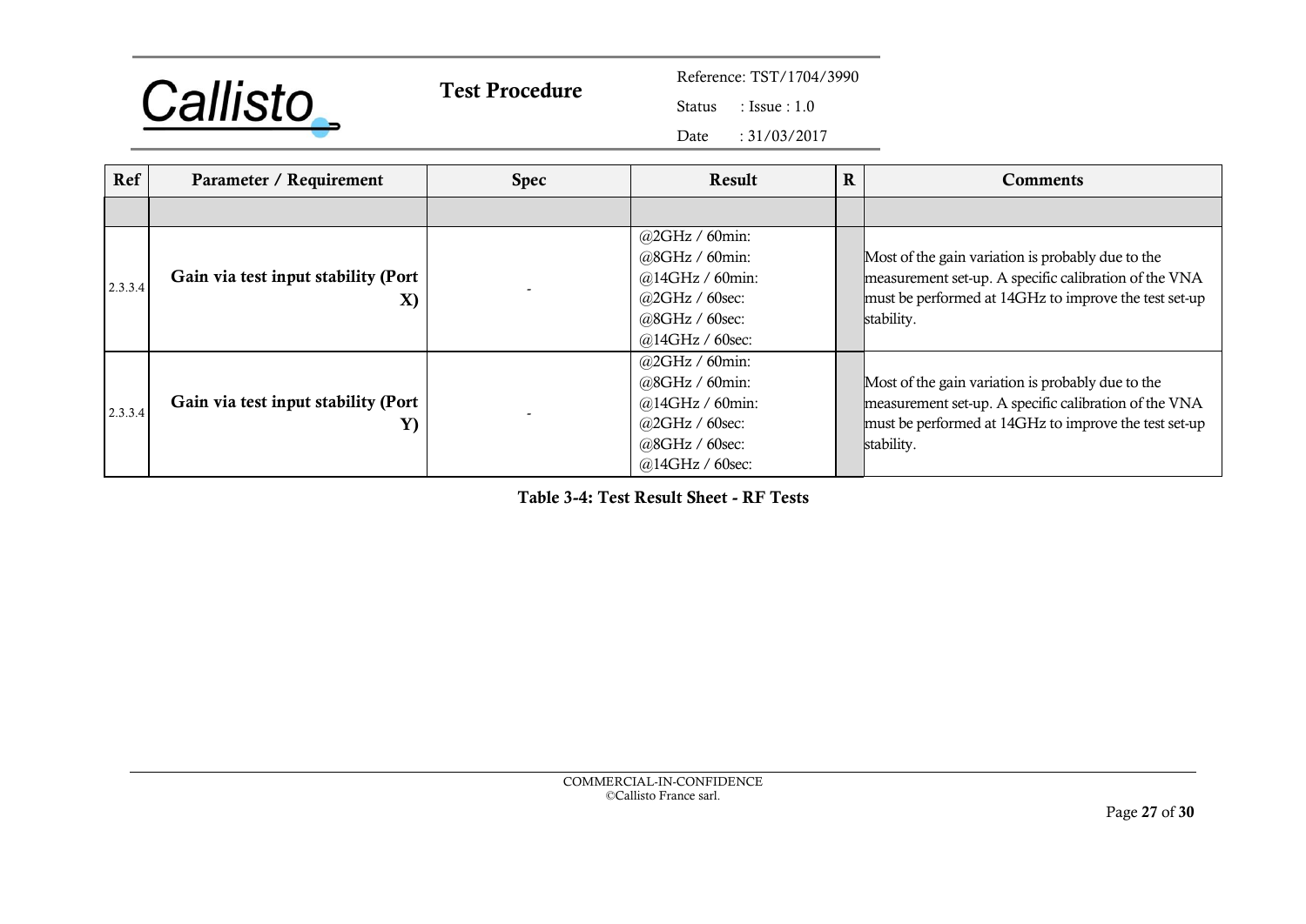| Ref | Parameter / Requirement | Spec | Result | R | Comments |
|---|---|---|---|---|---|
| | | | | | |
| 2.3.3.4 | **Gain via test input stability (Port X)** | - | @2GHz / 60min:<br>@8GHz / 60min:<br>@14GHz / 60min:<br>@2GHz / 60sec:<br>@8GHz / 60sec:<br>@14GHz / 60sec: | | Most of the gain variation is probably due to the measurement set-up. A specific calibration of the VNA must be performed at 14GHz to improve the test set-up stability. |
| 2.3.3.4 | **Gain via test input stability (Port Y)** | - | @2GHz / 60min:<br>@8GHz / 60min:<br>@14GHz / 60min:<br>@2GHz / 60sec:<br>@8GHz / 60sec:<br>@14GHz / 60sec: | | Most of the gain variation is probably due to the measurement set-up. A specific calibration of the VNA must be performed at 14GHz to improve the test set-up stability. |

**Table 3-4: Test Result Sheet - RF Tests**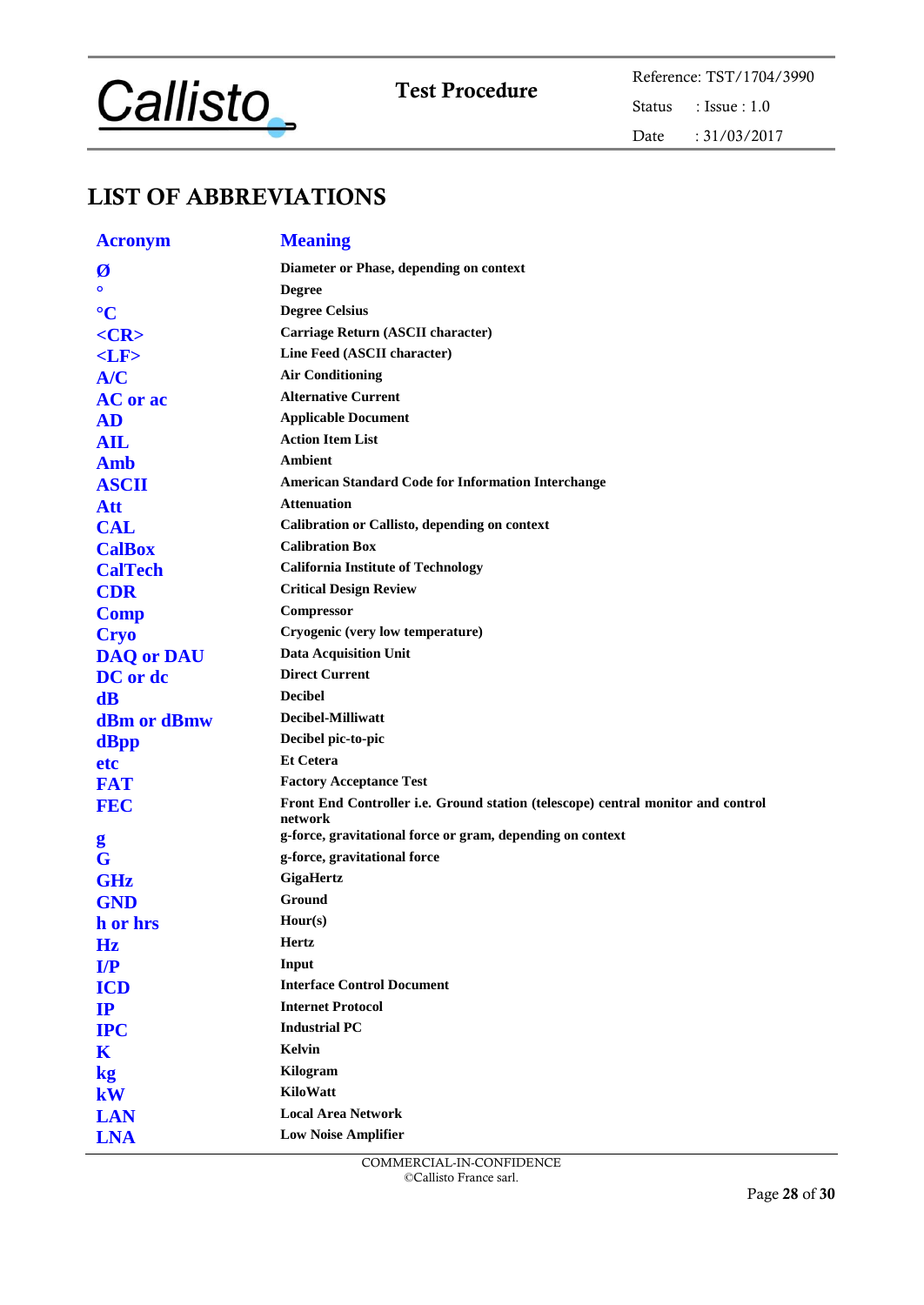# LIST OF ABBREVIATIONS

| Acronym | Meaning |
|---|---|
| **Ø** | **Diameter or Phase, depending on context** |
| **°** | **Degree** |
| **°C** | **Degree Celsius** |
| **<CR>** | **Carriage Return (ASCII character)** |
| **<LF>** | **Line Feed (ASCII character)** |
| **A/C** | **Air Conditioning** |
| **AC or ac** | **Alternative Current** |
| **AD** | **Applicable Document** |
| **AIL** | **Action Item List** |
| **Amb** | **Ambient** |
| **ASCII** | **American Standard Code for Information Interchange** |
| **Att** | **Attenuation** |
| **CAL** | **Calibration or Callisto, depending on context** |
| **CalBox** | **Calibration Box** |
| **CalTech** | **California Institute of Technology** |
| **CDR** | **Critical Design Review** |
| **Comp** | **Compressor** |
| **Cryo** | **Cryogenic (very low temperature)** |
| **DAQ or DAU** | **Data Acquisition Unit** |
| **DC or dc** | **Direct Current** |
| **dB** | **Decibel** |
| **dBm or dBmw** | **Decibel-Milliwatt** |
| **dBpp** | **Decibel pic-to-pic** |
| **etc** | **Et Cetera** |
| **FAT** | **Factory Acceptance Test** |
| **FEC** | **Front End Controller i.e. Ground station (telescope) central monitor and control network** |
| **g** | **g-force, gravitational force or gram, depending on context** |
| **G** | **g-force, gravitational force** |
| **GHz** | **GigaHertz** |
| **GND** | **Ground** |
| **h or hrs** | **Hour(s)** |
| **Hz** | **Hertz** |
| **I/P** | **Input** |
| **ICD** | **Interface Control Document** |
| **IP** | **Internet Protocol** |
| **IPC** | **Industrial PC** |
| **K** | **Kelvin** |
| **kg** | **Kilogram** |
| **kW** | **KiloWatt** |
| **LAN** | **Local Area Network** |
| **LNA** | **Low Noise Amplifier** |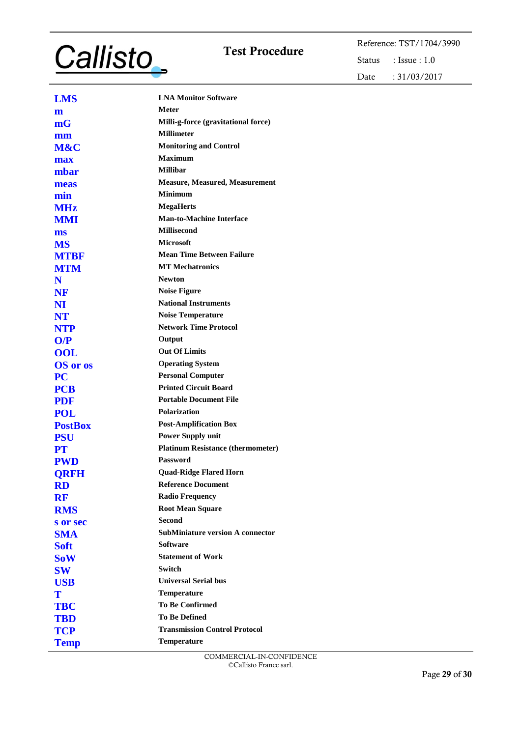| | |
|---|---|
| **LMS** | **LNA Monitor Software** |
| **m** | **Meter** |
| **mG** | **Milli-g-force (gravitational force)** |
| **mm** | **Millimeter** |
| **M&C** | **Monitoring and Control** |
| **max** | **Maximum** |
| **mbar** | **Millibar** |
| **meas** | **Measure, Measured, Measurement** |
| **min** | **Minimum** |
| **MHz** | **MegaHerts** |
| **MMI** | **Man-to-Machine Interface** |
| **ms** | **Millisecond** |
| **MS** | **Microsoft** |
| **MTBF** | **Mean Time Between Failure** |
| **MTM** | **MT Mechatronics** |
| **N** | **Newton** |
| **NF** | **Noise Figure** |
| **NI** | **National Instruments** |
| **NT** | **Noise Temperature** |
| **NTP** | **Network Time Protocol** |
| **O/P** | **Output** |
| **OOL** | **Out Of Limits** |
| **OS or os** | **Operating System** |
| **PC** | **Personal Computer** |
| **PCB** | **Printed Circuit Board** |
| **PDF** | **Portable Document File** |
| **POL** | **Polarization** |
| **PostBox** | **Post-Amplification Box** |
| **PSU** | **Power Supply unit** |
| **PT** | **Platinum Resistance (thermometer)** |
| **PWD** | **Password** |
| **QRFH** | **Quad-Ridge Flared Horn** |
| **RD** | **Reference Document** |
| **RF** | **Radio Frequency** |
| **RMS** | **Root Mean Square** |
| **s or sec** | **Second** |
| **SMA** | **SubMiniature version A connector** |
| **Soft** | **Software** |
| **SoW** | **Statement of Work** |
| **SW** | **Switch** |
| **USB** | **Universal Serial bus** |
| **T** | **Temperature** |
| **TBC** | **To Be Confirmed** |
| **TBD** | **To Be Defined** |
| **TCP** | **Transmission Control Protocol** |
| **Temp** | **Temperature** |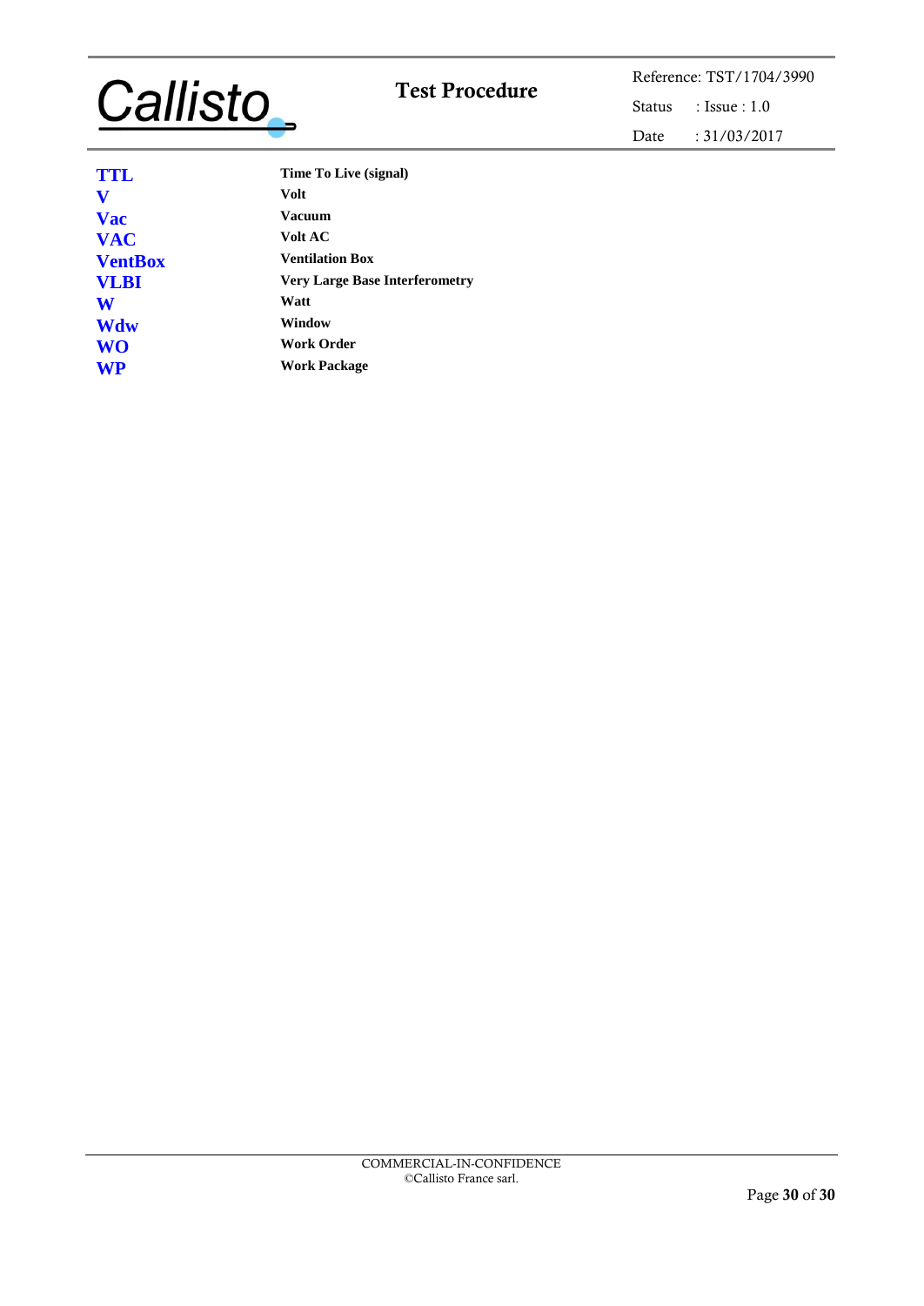| | |
|---|---|
| **TTL** | **Time To Live (signal)** |
| **V** | **Volt** |
| **Vac** | **Vacuum** |
| **VAC** | **Volt AC** |
| **VentBox** | **Ventilation Box** |
| **VLBI** | **Very Large Base Interferometry** |
| **W** | **Watt** |
| **Wdw** | **Window** |
| **WO** | **Work Order** |
| **WP** | **Work Package** |